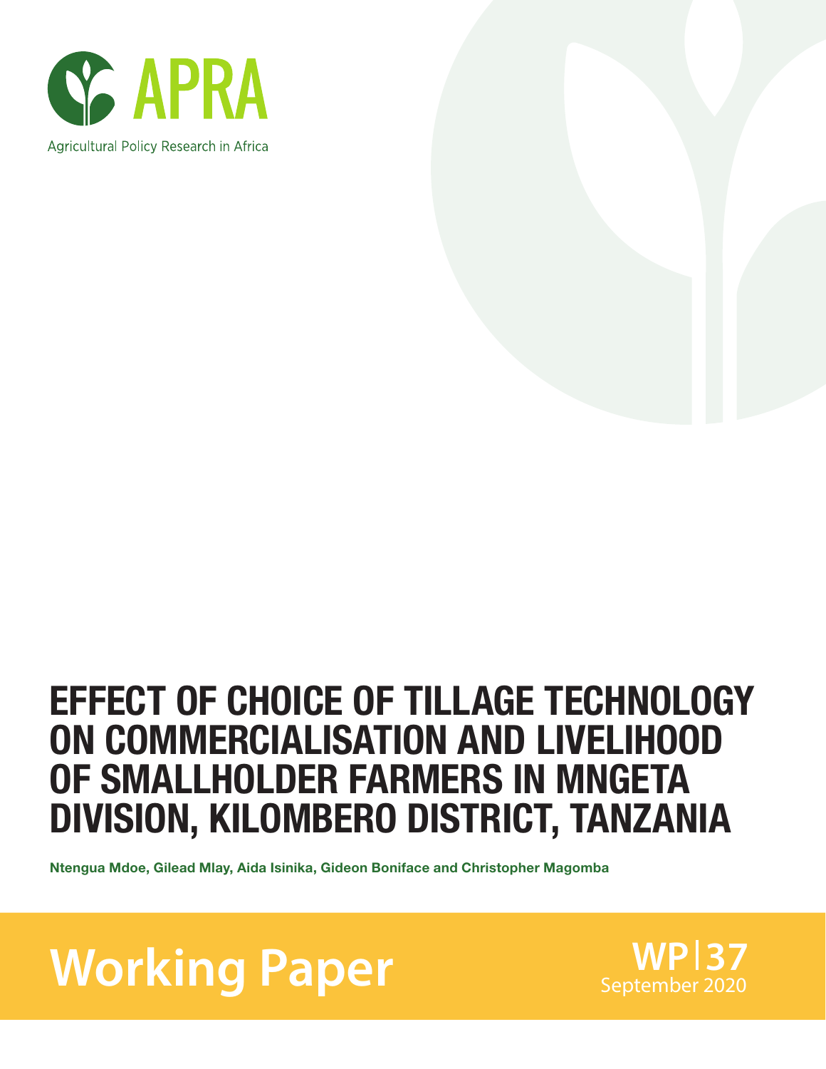APRA

Agricultural Policy Research in Africa

# EFFECT OF CHOICE OF TILLAGE TECHNOLOGY ON COMMERCIALISATION AND LIVELIHOOD OF SMALLHOLDER FARMERS IN MNGETA DIVISION, KILOMBERO DISTRICT, TANZANIA

**Ntengua Mdoe, Gilead Mlay, Aida Isinika, Gideon Boniface and Christopher Magomba**

**Working Paper**

**WP|37**
September 2020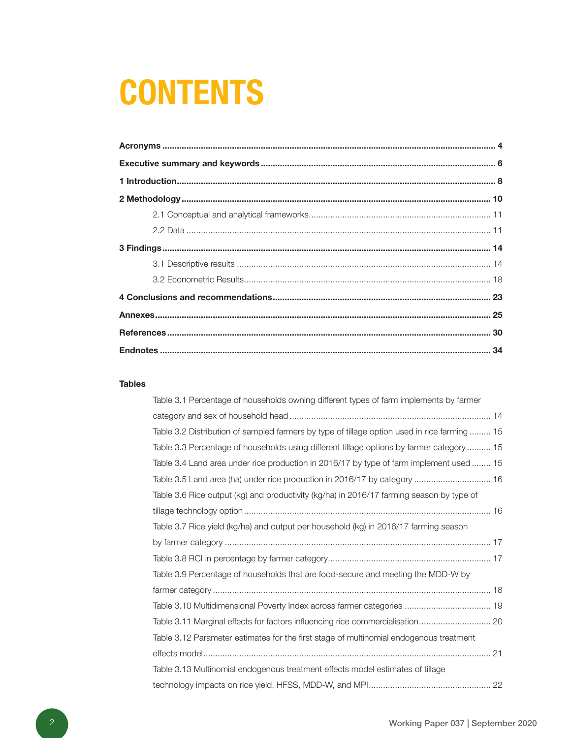# CONTENTS

**Acronyms** ........ **4**

**Executive summary and keywords** ........ **6**

**1 Introduction** ........ **8**

**2 Methodology** ........ **10**

- 2.1 Conceptual and analytical frameworks ........ 11
- 2.2 Data ........ 11

**3 Findings** ........ **14**

- 3.1 Descriptive results ........ 14
- 3.2 Econometric Results ........ 18

**4 Conclusions and recommendations** ........ **23**

**Annexes** ........ **25**

**References** ........ **30**

**Endnotes** ........ **34**

**Tables**

- Table 3.1 Percentage of households owning different types of farm implements by farmer category and sex of household head ........ 14
- Table 3.2 Distribution of sampled farmers by type of tillage option used in rice farming ........ 15
- Table 3.3 Percentage of households using different tillage options by farmer category ........ 15
- Table 3.4 Land area under rice production in 2016/17 by type of farm implement used ........ 15
- Table 3.5 Land area (ha) under rice production in 2016/17 by category ........ 16
- Table 3.6 Rice output (kg) and productivity (kg/ha) in 2016/17 farming season by type of tillage technology option ........ 16
- Table 3.7 Rice yield (kg/ha) and output per household (kg) in 2016/17 farming season by farmer category ........ 17
- Table 3.8 RCI in percentage by farmer category ........ 17
- Table 3.9 Percentage of households that are food-secure and meeting the MDD-W by farmer category ........ 18
- Table 3.10 Multidimensional Poverty Index across farmer categories ........ 19
- Table 3.11 Marginal effects for factors influencing rice commercialisation ........ 20
- Table 3.12 Parameter estimates for the first stage of multinomial endogenous treatment effects model ........ 21
- Table 3.13 Multinomial endogenous treatment effects model estimates of tillage technology impacts on rice yield, HFSS, MDD-W, and MPI ........ 22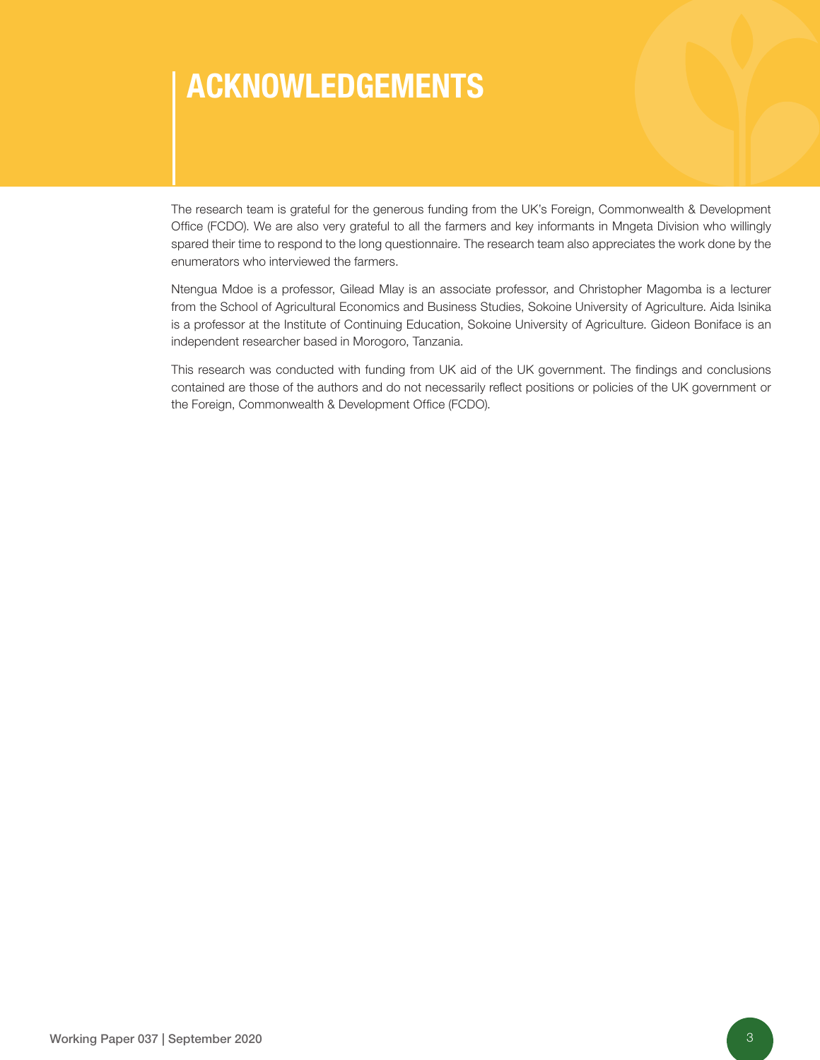# ACKNOWLEDGEMENTS

The research team is grateful for the generous funding from the UK's Foreign, Commonwealth & Development Office (FCDO). We are also very grateful to all the farmers and key informants in Mngeta Division who willingly spared their time to respond to the long questionnaire. The research team also appreciates the work done by the enumerators who interviewed the farmers.

Ntengua Mdoe is a professor, Gilead Mlay is an associate professor, and Christopher Magomba is a lecturer from the School of Agricultural Economics and Business Studies, Sokoine University of Agriculture. Aida Isinika is a professor at the Institute of Continuing Education, Sokoine University of Agriculture. Gideon Boniface is an independent researcher based in Morogoro, Tanzania.

This research was conducted with funding from UK aid of the UK government. The findings and conclusions contained are those of the authors and do not necessarily reflect positions or policies of the UK government or the Foreign, Commonwealth & Development Office (FCDO).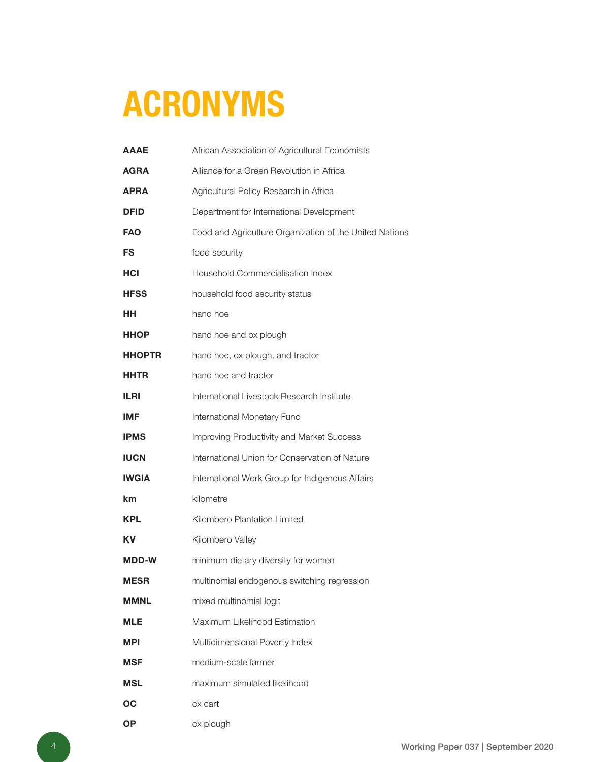# ACRONYMS

| | |
|---|---|
| **AAAE** | African Association of Agricultural Economists |
| **AGRA** | Alliance for a Green Revolution in Africa |
| **APRA** | Agricultural Policy Research in Africa |
| **DFID** | Department for International Development |
| **FAO** | Food and Agriculture Organization of the United Nations |
| **FS** | food security |
| **HCI** | Household Commercialisation Index |
| **HFSS** | household food security status |
| **HH** | hand hoe |
| **HHOP** | hand hoe and ox plough |
| **HHOPTR** | hand hoe, ox plough, and tractor |
| **HHTR** | hand hoe and tractor |
| **ILRI** | International Livestock Research Institute |
| **IMF** | International Monetary Fund |
| **IPMS** | Improving Productivity and Market Success |
| **IUCN** | International Union for Conservation of Nature |
| **IWGIA** | International Work Group for Indigenous Affairs |
| **km** | kilometre |
| **KPL** | Kilombero Plantation Limited |
| **KV** | Kilombero Valley |
| **MDD-W** | minimum dietary diversity for women |
| **MESR** | multinomial endogenous switching regression |
| **MMNL** | mixed multinomial logit |
| **MLE** | Maximum Likelihood Estimation |
| **MPI** | Multidimensional Poverty Index |
| **MSF** | medium-scale farmer |
| **MSL** | maximum simulated likelihood |
| **OC** | ox cart |
| **OP** | ox plough |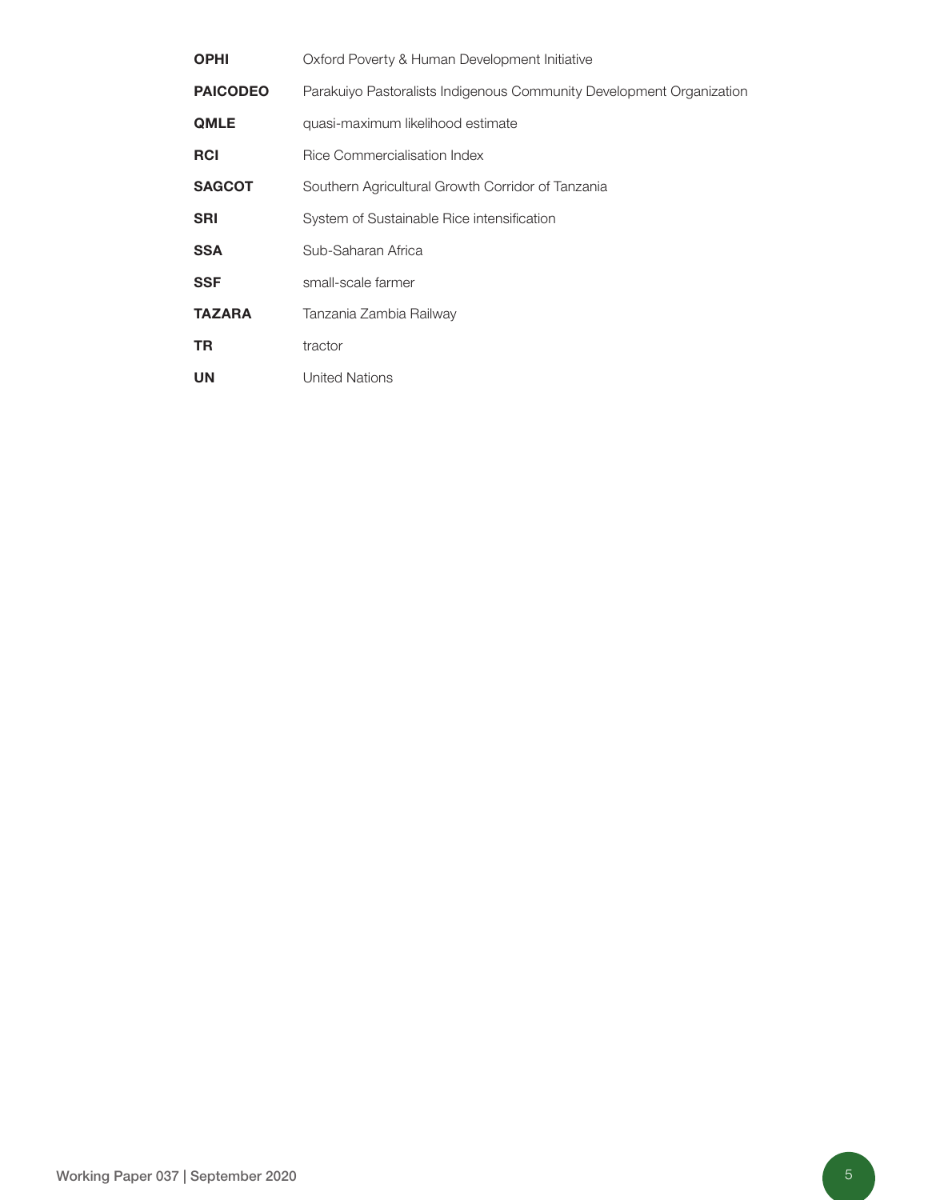| | |
|---|---|
| **OPHI** | Oxford Poverty & Human Development Initiative |
| **PAICODEO** | Parakuiyo Pastoralists Indigenous Community Development Organization |
| **QMLE** | quasi-maximum likelihood estimate |
| **RCI** | Rice Commercialisation Index |
| **SAGCOT** | Southern Agricultural Growth Corridor of Tanzania |
| **SRI** | System of Sustainable Rice intensification |
| **SSA** | Sub-Saharan Africa |
| **SSF** | small-scale farmer |
| **TAZARA** | Tanzania Zambia Railway |
| **TR** | tractor |
| **UN** | United Nations |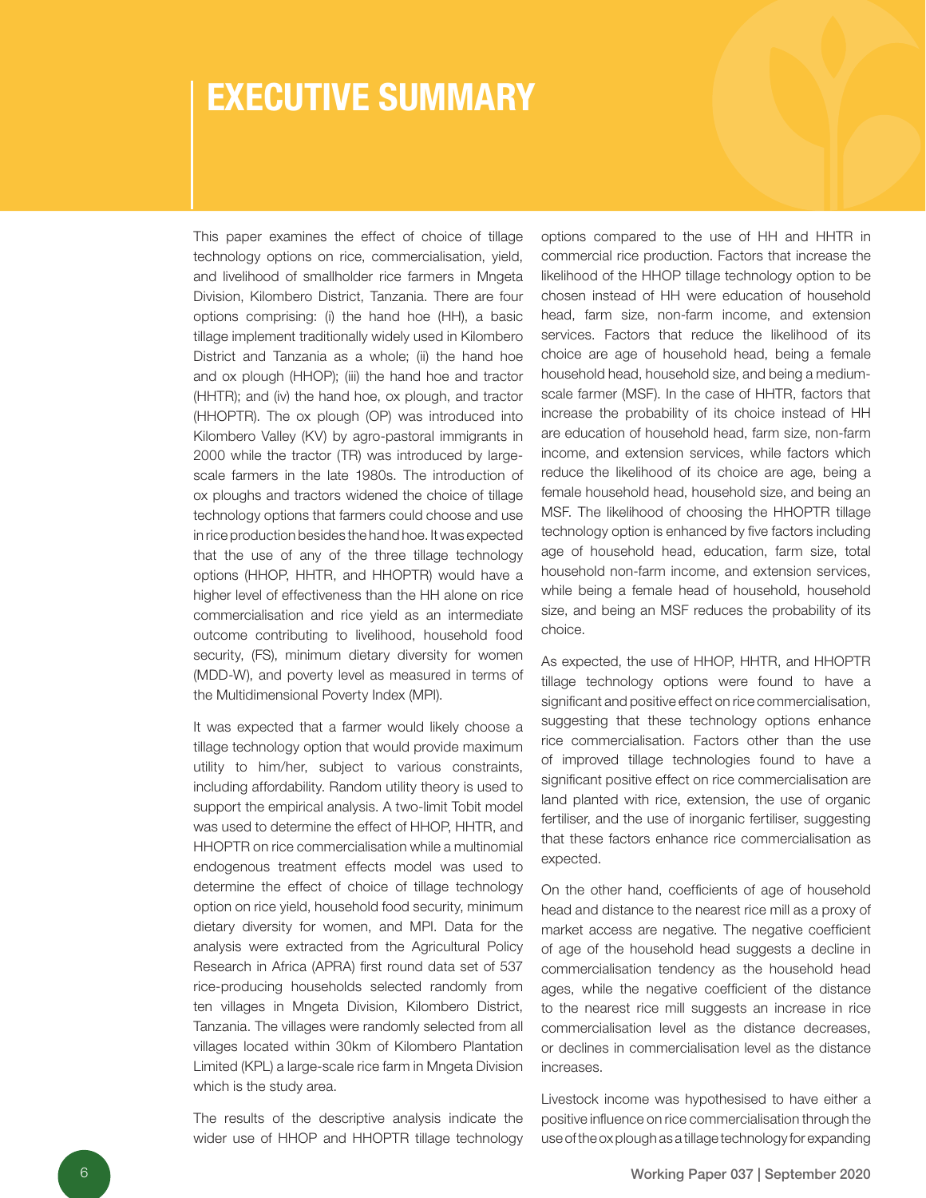# EXECUTIVE SUMMARY

This paper examines the effect of choice of tillage technology options on rice, commercialisation, yield, and livelihood of smallholder rice farmers in Mngeta Division, Kilombero District, Tanzania. There are four options comprising: (i) the hand hoe (HH), a basic tillage implement traditionally widely used in Kilombero District and Tanzania as a whole; (ii) the hand hoe and ox plough (HHOP); (iii) the hand hoe and tractor (HHTR); and (iv) the hand hoe, ox plough, and tractor (HHOPTR). The ox plough (OP) was introduced into Kilombero Valley (KV) by agro-pastoral immigrants in 2000 while the tractor (TR) was introduced by large-scale farmers in the late 1980s. The introduction of ox ploughs and tractors widened the choice of tillage technology options that farmers could choose and use in rice production besides the hand hoe. It was expected that the use of any of the three tillage technology options (HHOP, HHTR, and HHOPTR) would have a higher level of effectiveness than the HH alone on rice commercialisation and rice yield as an intermediate outcome contributing to livelihood, household food security, (FS), minimum dietary diversity for women (MDD-W), and poverty level as measured in terms of the Multidimensional Poverty Index (MPI).

It was expected that a farmer would likely choose a tillage technology option that would provide maximum utility to him/her, subject to various constraints, including affordability. Random utility theory is used to support the empirical analysis. A two-limit Tobit model was used to determine the effect of HHOP, HHTR, and HHOPTR on rice commercialisation while a multinomial endogenous treatment effects model was used to determine the effect of choice of tillage technology option on rice yield, household food security, minimum dietary diversity for women, and MPI. Data for the analysis were extracted from the Agricultural Policy Research in Africa (APRA) first round data set of 537 rice-producing households selected randomly from ten villages in Mngeta Division, Kilombero District, Tanzania. The villages were randomly selected from all villages located within 30km of Kilombero Plantation Limited (KPL) a large-scale rice farm in Mngeta Division which is the study area.

The results of the descriptive analysis indicate the wider use of HHOP and HHOPTR tillage technology options compared to the use of HH and HHTR in commercial rice production. Factors that increase the likelihood of the HHOP tillage technology option to be chosen instead of HH were education of household head, farm size, non-farm income, and extension services. Factors that reduce the likelihood of its choice are age of household head, being a female household head, household size, and being a medium-scale farmer (MSF). In the case of HHTR, factors that increase the probability of its choice instead of HH are education of household head, farm size, non-farm income, and extension services, while factors which reduce the likelihood of its choice are age, being a female household head, household size, and being an MSF. The likelihood of choosing the HHOPTR tillage technology option is enhanced by five factors including age of household head, education, farm size, total household non-farm income, and extension services, while being a female head of household, household size, and being an MSF reduces the probability of its choice.

As expected, the use of HHOP, HHTR, and HHOPTR tillage technology options were found to have a significant and positive effect on rice commercialisation, suggesting that these technology options enhance rice commercialisation. Factors other than the use of improved tillage technologies found to have a significant positive effect on rice commercialisation are land planted with rice, extension, the use of organic fertiliser, and the use of inorganic fertiliser, suggesting that these factors enhance rice commercialisation as expected.

On the other hand, coefficients of age of household head and distance to the nearest rice mill as a proxy of market access are negative. The negative coefficient of age of the household head suggests a decline in commercialisation tendency as the household head ages, while the negative coefficient of the distance to the nearest rice mill suggests an increase in rice commercialisation level as the distance decreases, or declines in commercialisation level as the distance increases.

Livestock income was hypothesised to have either a positive influence on rice commercialisation through the use of the ox plough as a tillage technology for expanding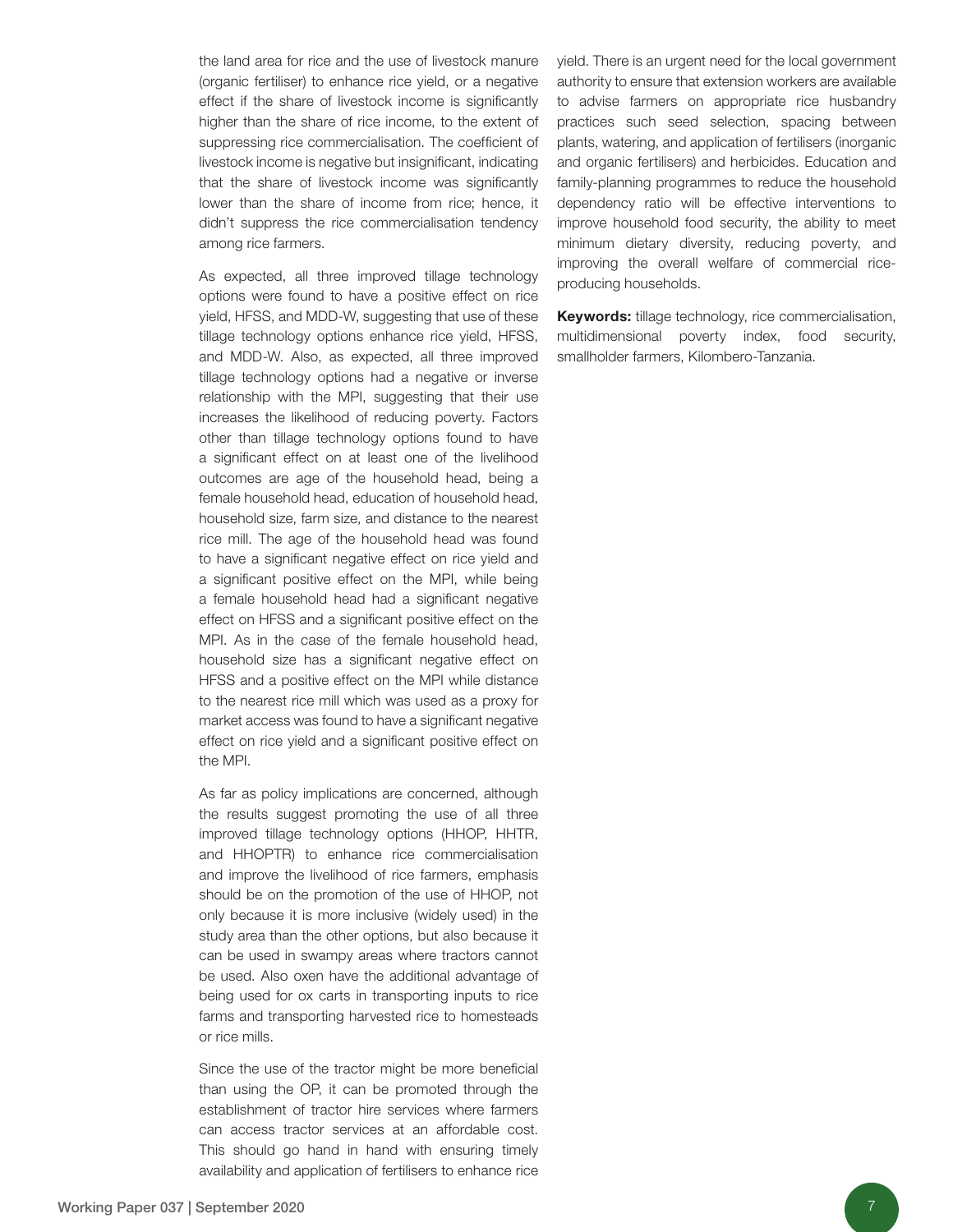the land area for rice and the use of livestock manure (organic fertiliser) to enhance rice yield, or a negative effect if the share of livestock income is significantly higher than the share of rice income, to the extent of suppressing rice commercialisation. The coefficient of livestock income is negative but insignificant, indicating that the share of livestock income was significantly lower than the share of income from rice; hence, it didn't suppress the rice commercialisation tendency among rice farmers.

As expected, all three improved tillage technology options were found to have a positive effect on rice yield, HFSS, and MDD-W, suggesting that use of these tillage technology options enhance rice yield, HFSS, and MDD-W. Also, as expected, all three improved tillage technology options had a negative or inverse relationship with the MPI, suggesting that their use increases the likelihood of reducing poverty. Factors other than tillage technology options found to have a significant effect on at least one of the livelihood outcomes are age of the household head, being a female household head, education of household head, household size, farm size, and distance to the nearest rice mill. The age of the household head was found to have a significant negative effect on rice yield and a significant positive effect on the MPI, while being a female household head had a significant negative effect on HFSS and a significant positive effect on the MPI. As in the case of the female household head, household size has a significant negative effect on HFSS and a positive effect on the MPI while distance to the nearest rice mill which was used as a proxy for market access was found to have a significant negative effect on rice yield and a significant positive effect on the MPI.

As far as policy implications are concerned, although the results suggest promoting the use of all three improved tillage technology options (HHOP, HHTR, and HHOPTR) to enhance rice commercialisation and improve the livelihood of rice farmers, emphasis should be on the promotion of the use of HHOP, not only because it is more inclusive (widely used) in the study area than the other options, but also because it can be used in swampy areas where tractors cannot be used. Also oxen have the additional advantage of being used for ox carts in transporting inputs to rice farms and transporting harvested rice to homesteads or rice mills.

Since the use of the tractor might be more beneficial than using the OP, it can be promoted through the establishment of tractor hire services where farmers can access tractor services at an affordable cost. This should go hand in hand with ensuring timely availability and application of fertilisers to enhance rice yield. There is an urgent need for the local government authority to ensure that extension workers are available to advise farmers on appropriate rice husbandry practices such seed selection, spacing between plants, watering, and application of fertilisers (inorganic and organic fertilisers) and herbicides. Education and family-planning programmes to reduce the household dependency ratio will be effective interventions to improve household food security, the ability to meet minimum dietary diversity, reducing poverty, and improving the overall welfare of commercial rice-producing households.

**Keywords:** tillage technology, rice commercialisation, multidimensional poverty index, food security, smallholder farmers, Kilombero-Tanzania.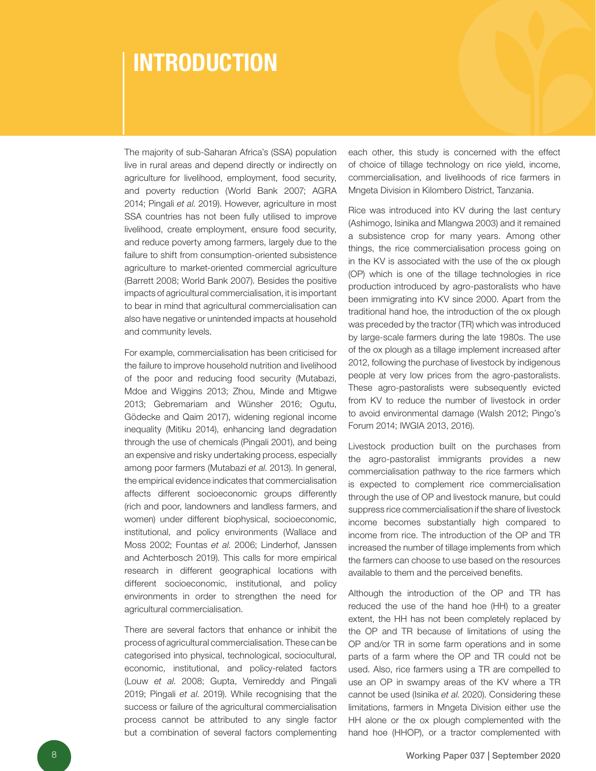# INTRODUCTION

The majority of sub-Saharan Africa's (SSA) population live in rural areas and depend directly or indirectly on agriculture for livelihood, employment, food security, and poverty reduction (World Bank 2007; AGRA 2014; Pingali *et al*. 2019). However, agriculture in most SSA countries has not been fully utilised to improve livelihood, create employment, ensure food security, and reduce poverty among farmers, largely due to the failure to shift from consumption-oriented subsistence agriculture to market-oriented commercial agriculture (Barrett 2008; World Bank 2007). Besides the positive impacts of agricultural commercialisation, it is important to bear in mind that agricultural commercialisation can also have negative or unintended impacts at household and community levels.

For example, commercialisation has been criticised for the failure to improve household nutrition and livelihood of the poor and reducing food security (Mutabazi, Mdoe and Wiggins 2013; Zhou, Minde and Mtigwe 2013; Gebremariam and Wünsher 2016; Ogutu, Gödecke and Qaim 2017), widening regional income inequality (Mitiku 2014), enhancing land degradation through the use of chemicals (Pingali 2001), and being an expensive and risky undertaking process, especially among poor farmers (Mutabazi *et al*. 2013). In general, the empirical evidence indicates that commercialisation affects different socioeconomic groups differently (rich and poor, landowners and landless farmers, and women) under different biophysical, socioeconomic, institutional, and policy environments (Wallace and Moss 2002; Fountas *et al*. 2006; Linderhof, Janssen and Achterbosch 2019). This calls for more empirical research in different geographical locations with different socioeconomic, institutional, and policy environments in order to strengthen the need for agricultural commercialisation.

There are several factors that enhance or inhibit the process of agricultural commercialisation. These can be categorised into physical, technological, sociocultural, economic, institutional, and policy-related factors (Louw *et al*. 2008; Gupta, Vemireddy and Pingali 2019; Pingali *et al*. 2019). While recognising that the success or failure of the agricultural commercialisation process cannot be attributed to any single factor but a combination of several factors complementing each other, this study is concerned with the effect of choice of tillage technology on rice yield, income, commercialisation, and livelihoods of rice farmers in Mngeta Division in Kilombero District, Tanzania.

Rice was introduced into KV during the last century (Ashimogo, Isinika and Mlangwa 2003) and it remained a subsistence crop for many years. Among other things, the rice commercialisation process going on in the KV is associated with the use of the ox plough (OP) which is one of the tillage technologies in rice production introduced by agro-pastoralists who have been immigrating into KV since 2000. Apart from the traditional hand hoe, the introduction of the ox plough was preceded by the tractor (TR) which was introduced by large-scale farmers during the late 1980s. The use of the ox plough as a tillage implement increased after 2012, following the purchase of livestock by indigenous people at very low prices from the agro-pastoralists. These agro-pastoralists were subsequently evicted from KV to reduce the number of livestock in order to avoid environmental damage (Walsh 2012; Pingo's Forum 2014; IWGIA 2013, 2016).

Livestock production built on the purchases from the agro-pastoralist immigrants provides a new commercialisation pathway to the rice farmers which is expected to complement rice commercialisation through the use of OP and livestock manure, but could suppress rice commercialisation if the share of livestock income becomes substantially high compared to income from rice. The introduction of the OP and TR increased the number of tillage implements from which the farmers can choose to use based on the resources available to them and the perceived benefits.

Although the introduction of the OP and TR has reduced the use of the hand hoe (HH) to a greater extent, the HH has not been completely replaced by the OP and TR because of limitations of using the OP and/or TR in some farm operations and in some parts of a farm where the OP and TR could not be used. Also, rice farmers using a TR are compelled to use an OP in swampy areas of the KV where a TR cannot be used (Isinika *et al*. 2020). Considering these limitations, farmers in Mngeta Division either use the HH alone or the ox plough complemented with the hand hoe (HHOP), or a tractor complemented with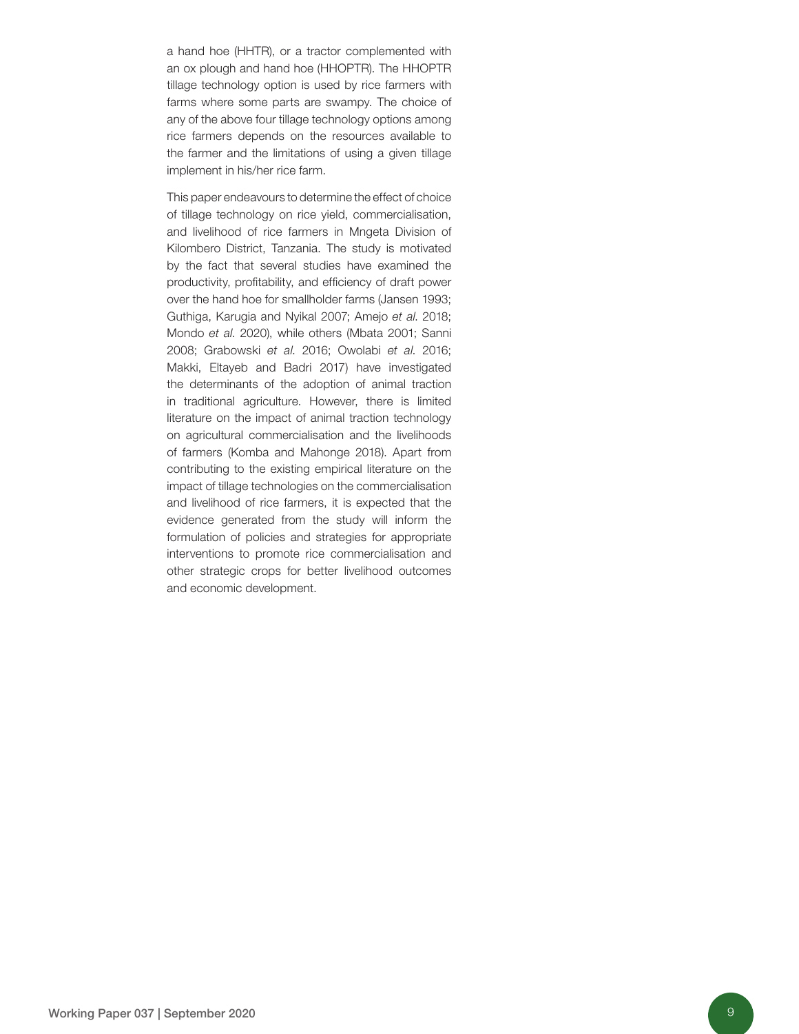a hand hoe (HHTR), or a tractor complemented with an ox plough and hand hoe (HHOPTR). The HHOPTR tillage technology option is used by rice farmers with farms where some parts are swampy. The choice of any of the above four tillage technology options among rice farmers depends on the resources available to the farmer and the limitations of using a given tillage implement in his/her rice farm.

This paper endeavours to determine the effect of choice of tillage technology on rice yield, commercialisation, and livelihood of rice farmers in Mngeta Division of Kilombero District, Tanzania. The study is motivated by the fact that several studies have examined the productivity, profitability, and efficiency of draft power over the hand hoe for smallholder farms (Jansen 1993; Guthiga, Karugia and Nyikal 2007; Amejo *et al.* 2018; Mondo *et al.* 2020), while others (Mbata 2001; Sanni 2008; Grabowski *et al.* 2016; Owolabi *et al.* 2016; Makki, Eltayeb and Badri 2017) have investigated the determinants of the adoption of animal traction in traditional agriculture. However, there is limited literature on the impact of animal traction technology on agricultural commercialisation and the livelihoods of farmers (Komba and Mahonge 2018). Apart from contributing to the existing empirical literature on the impact of tillage technologies on the commercialisation and livelihood of rice farmers, it is expected that the evidence generated from the study will inform the formulation of policies and strategies for appropriate interventions to promote rice commercialisation and other strategic crops for better livelihood outcomes and economic development.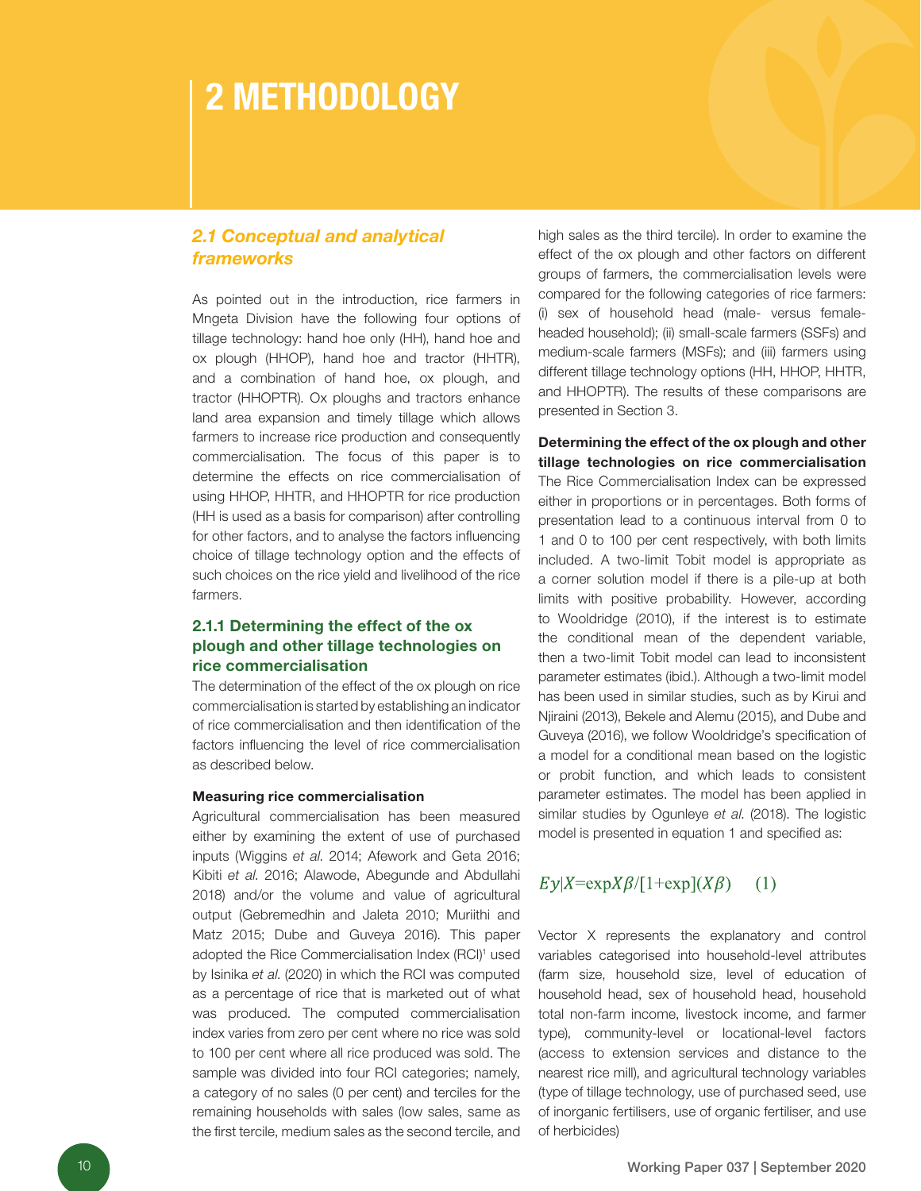# 2 METHODOLOGY

## 2.1 Conceptual and analytical frameworks

As pointed out in the introduction, rice farmers in Mngeta Division have the following four options of tillage technology: hand hoe only (HH), hand hoe and ox plough (HHOP), hand hoe and tractor (HHTR), and a combination of hand hoe, ox plough, and tractor (HHOPTR). Ox ploughs and tractors enhance land area expansion and timely tillage which allows farmers to increase rice production and consequently commercialisation. The focus of this paper is to determine the effects on rice commercialisation of using HHOP, HHTR, and HHOPTR for rice production (HH is used as a basis for comparison) after controlling for other factors, and to analyse the factors influencing choice of tillage technology option and the effects of such choices on the rice yield and livelihood of the rice farmers.

### 2.1.1 Determining the effect of the ox plough and other tillage technologies on rice commercialisation

The determination of the effect of the ox plough on rice commercialisation is started by establishing an indicator of rice commercialisation and then identification of the factors influencing the level of rice commercialisation as described below.

**Measuring rice commercialisation**

Agricultural commercialisation has been measured either by examining the extent of use of purchased inputs (Wiggins *et al.* 2014; Afework and Geta 2016; Kibiti *et al.* 2016; Alawode, Abegunde and Abdullahi 2018) and/or the volume and value of agricultural output (Gebremedhin and Jaleta 2010; Muriithi and Matz 2015; Dube and Guveya 2016). This paper adopted the Rice Commercialisation Index (RCI)[1] used by Isinika *et al.* (2020) in which the RCI was computed as a percentage of rice that is marketed out of what was produced. The computed commercialisation index varies from zero per cent where no rice was sold to 100 per cent where all rice produced was sold. The sample was divided into four RCI categories; namely, a category of no sales (0 per cent) and terciles for the remaining households with sales (low sales, same as the first tercile, medium sales as the second tercile, and high sales as the third tercile). In order to examine the effect of the ox plough and other factors on different groups of farmers, the commercialisation levels were compared for the following categories of rice farmers: (i) sex of household head (male- versus female-headed household); (ii) small-scale farmers (SSFs) and medium-scale farmers (MSFs); and (iii) farmers using different tillage technology options (HH, HHOP, HHTR, and HHOPTR). The results of these comparisons are presented in Section 3.

**Determining the effect of the ox plough and other tillage technologies on rice commercialisation**

The Rice Commercialisation Index can be expressed either in proportions or in percentages. Both forms of presentation lead to a continuous interval from 0 to 1 and 0 to 100 per cent respectively, with both limits included. A two-limit Tobit model is appropriate as a corner solution model if there is a pile-up at both limits with positive probability. However, according to Wooldridge (2010), if the interest is to estimate the conditional mean of the dependent variable, then a two-limit Tobit model can lead to inconsistent parameter estimates (ibid.). Although a two-limit model has been used in similar studies, such as by Kirui and Njiraini (2013), Bekele and Alemu (2015), and Dube and Guveya (2016), we follow Wooldridge's specification of a model for a conditional mean based on the logistic or probit function, and which leads to consistent parameter estimates. The model has been applied in similar studies by Ogunleye *et al.* (2018). The logistic model is presented in equation 1 and specified as:

$$E y|X = \exp X\beta / [1+\exp](X\beta) \qquad (1)$$

Vector X represents the explanatory and control variables categorised into household-level attributes (farm size, household size, level of education of household head, sex of household head, household total non-farm income, livestock income, and farmer type), community-level or locational-level factors (access to extension services and distance to the nearest rice mill), and agricultural technology variables (type of tillage technology, use of purchased seed, use of inorganic fertilisers, use of organic fertiliser, and use of herbicides)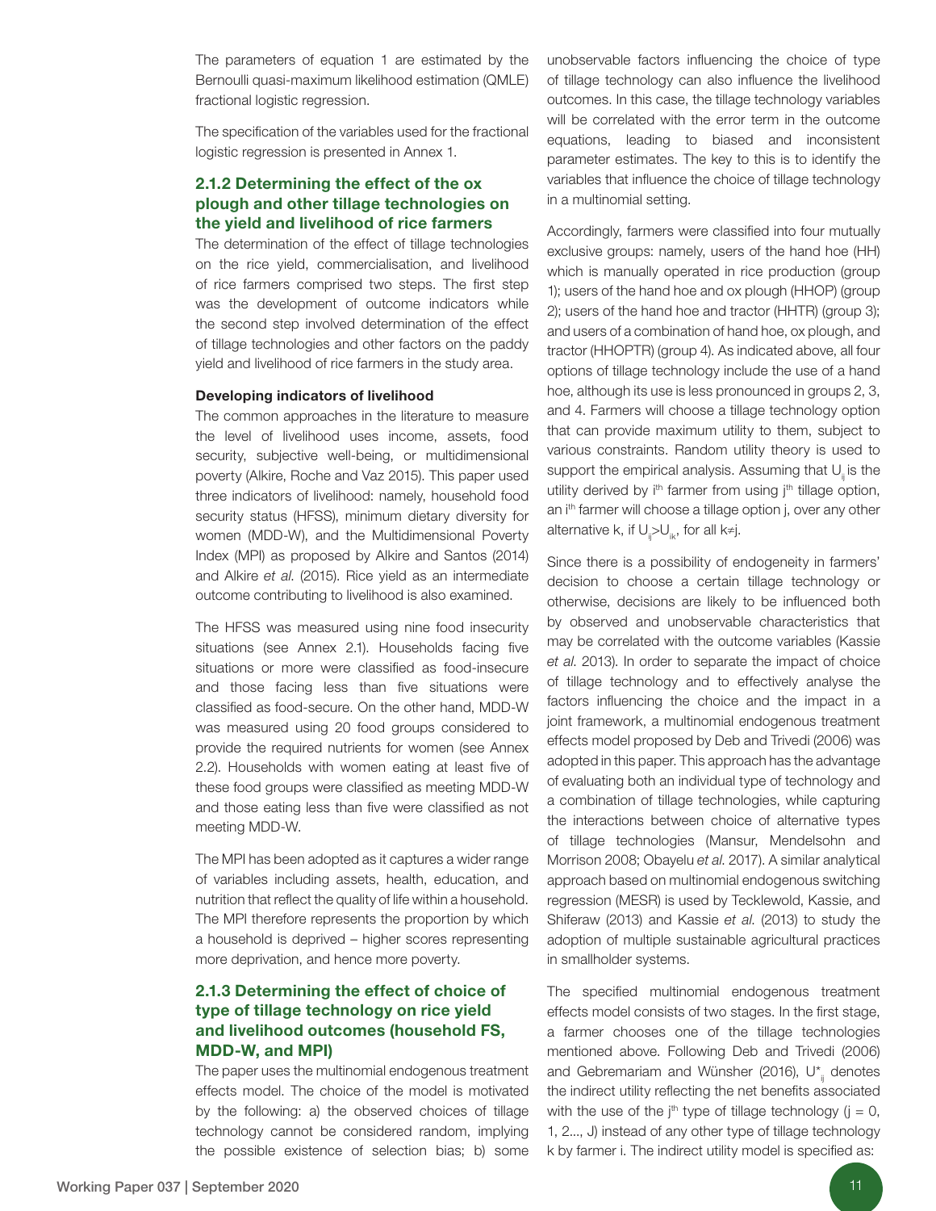The parameters of equation 1 are estimated by the Bernoulli quasi-maximum likelihood estimation (QMLE) fractional logistic regression.

The specification of the variables used for the fractional logistic regression is presented in Annex 1.

### 2.1.2 Determining the effect of the ox plough and other tillage technologies on the yield and livelihood of rice farmers

The determination of the effect of tillage technologies on the rice yield, commercialisation, and livelihood of rice farmers comprised two steps. The first step was the development of outcome indicators while the second step involved determination of the effect of tillage technologies and other factors on the paddy yield and livelihood of rice farmers in the study area.

**Developing indicators of livelihood**

The common approaches in the literature to measure the level of livelihood uses income, assets, food security, subjective well-being, or multidimensional poverty (Alkire, Roche and Vaz 2015). This paper used three indicators of livelihood: namely, household food security status (HFSS), minimum dietary diversity for women (MDD-W), and the Multidimensional Poverty Index (MPI) as proposed by Alkire and Santos (2014) and Alkire *et al.* (2015). Rice yield as an intermediate outcome contributing to livelihood is also examined.

The HFSS was measured using nine food insecurity situations (see Annex 2.1). Households facing five situations or more were classified as food-insecure and those facing less than five situations were classified as food-secure. On the other hand, MDD-W was measured using 20 food groups considered to provide the required nutrients for women (see Annex 2.2). Households with women eating at least five of these food groups were classified as meeting MDD-W and those eating less than five were classified as not meeting MDD-W.

The MPI has been adopted as it captures a wider range of variables including assets, health, education, and nutrition that reflect the quality of life within a household. The MPI therefore represents the proportion by which a household is deprived – higher scores representing more deprivation, and hence more poverty.

### 2.1.3 Determining the effect of choice of type of tillage technology on rice yield and livelihood outcomes (household FS, MDD-W, and MPI)

The paper uses the multinomial endogenous treatment effects model. The choice of the model is motivated by the following: a) the observed choices of tillage technology cannot be considered random, implying the possible existence of selection bias; b) some unobservable factors influencing the choice of type of tillage technology can also influence the livelihood outcomes. In this case, the tillage technology variables will be correlated with the error term in the outcome equations, leading to biased and inconsistent parameter estimates. The key to this is to identify the variables that influence the choice of tillage technology in a multinomial setting.

Accordingly, farmers were classified into four mutually exclusive groups: namely, users of the hand hoe (HH) which is manually operated in rice production (group 1); users of the hand hoe and ox plough (HHOP) (group 2); users of the hand hoe and tractor (HHTR) (group 3); and users of a combination of hand hoe, ox plough, and tractor (HHOPTR) (group 4). As indicated above, all four options of tillage technology include the use of a hand hoe, although its use is less pronounced in groups 2, 3, and 4. Farmers will choose a tillage technology option that can provide maximum utility to them, subject to various constraints. Random utility theory is used to support the empirical analysis. Assuming that $U_{ij}$ is the utility derived by $i^{th}$ farmer from using $j^{th}$ tillage option, an $i^{th}$ farmer will choose a tillage option j, over any other alternative k, if $U_{ij} > U_{ik}$, for all $k \neq j$.

Since there is a possibility of endogeneity in farmers' decision to choose a certain tillage technology or otherwise, decisions are likely to be influenced both by observed and unobservable characteristics that may be correlated with the outcome variables (Kassie *et al.* 2013). In order to separate the impact of choice of tillage technology and to effectively analyse the factors influencing the choice and the impact in a joint framework, a multinomial endogenous treatment effects model proposed by Deb and Trivedi (2006) was adopted in this paper. This approach has the advantage of evaluating both an individual type of technology and a combination of tillage technologies, while capturing the interactions between choice of alternative types of tillage technologies (Mansur, Mendelsohn and Morrison 2008; Obayelu *et al.* 2017). A similar analytical approach based on multinomial endogenous switching regression (MESR) is used by Tecklewold, Kassie, and Shiferaw (2013) and Kassie *et al.* (2013) to study the adoption of multiple sustainable agricultural practices in smallholder systems.

The specified multinomial endogenous treatment effects model consists of two stages. In the first stage, a farmer chooses one of the tillage technologies mentioned above. Following Deb and Trivedi (2006) and Gebremariam and Wünsher (2016), $U^*_{ij}$ denotes the indirect utility reflecting the net benefits associated with the use of the $j^{th}$ type of tillage technology ($j = 0, 1, 2..., J$) instead of any other type of tillage technology k by farmer i. The indirect utility model is specified as: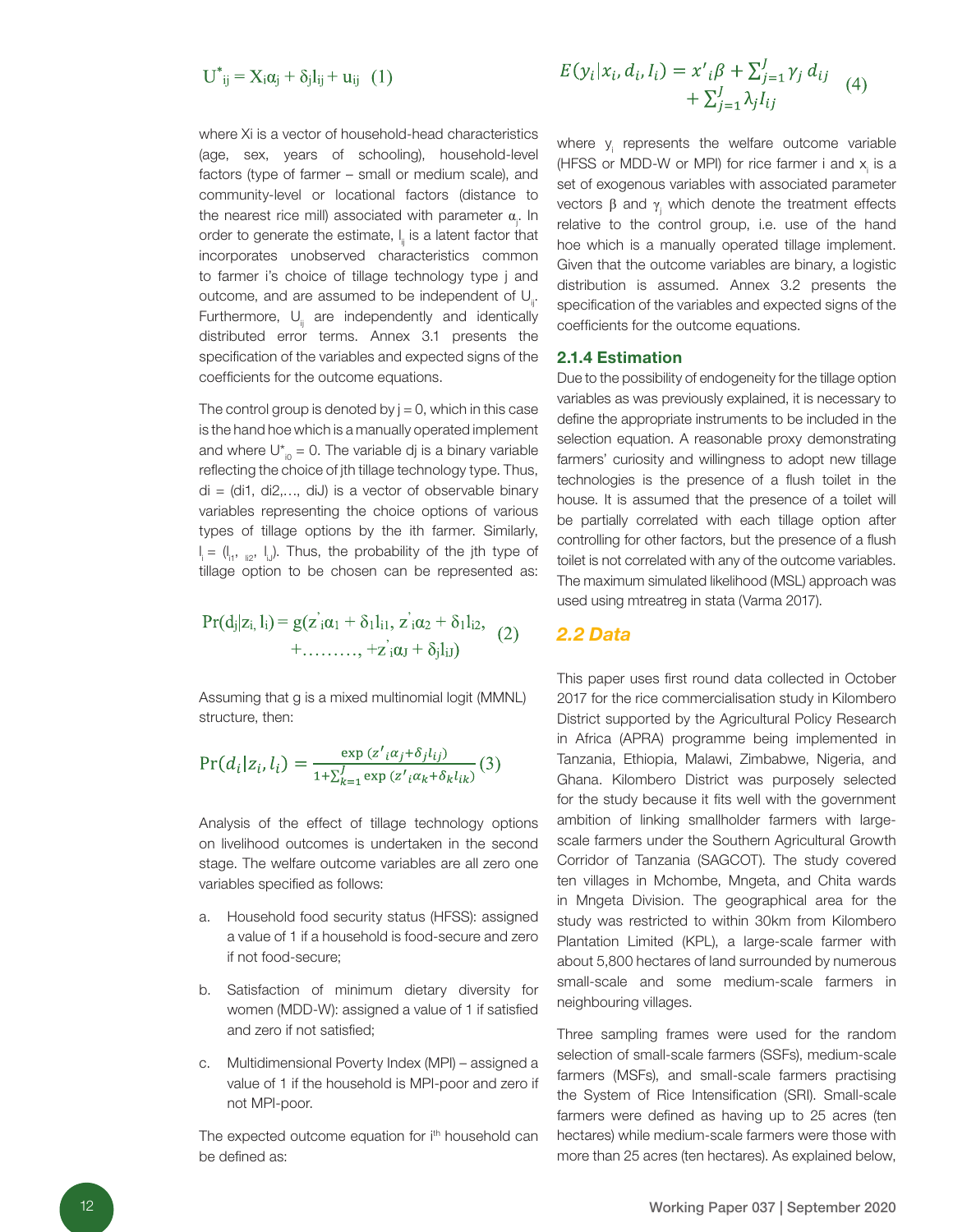$$U^*_{ij} = X_i\alpha_j + \delta_j l_{ij} + u_{ij} \quad (1)$$

where Xi is a vector of household-head characteristics (age, sex, years of schooling), household-level factors (type of farmer – small or medium scale), and community-level or locational factors (distance to the nearest rice mill) associated with parameter $\alpha_j$. In order to generate the estimate, $l_{ij}$ is a latent factor that incorporates unobserved characteristics common to farmer i's choice of tillage technology type j and outcome, and are assumed to be independent of $U_{ij}$. Furthermore, $U_{ij}$ are independently and identically distributed error terms. Annex 3.1 presents the specification of the variables and expected signs of the coefficients for the outcome equations.

The control group is denoted by j = 0, which in this case is the hand hoe which is a manually operated implement and where $U^*_{i0} = 0$. The variable dj is a binary variable reflecting the choice of jth tillage technology type. Thus, di = (di1, di2,…, diJ) is a vector of observable binary variables representing the choice options of various types of tillage options by the ith farmer. Similarly, $l_i = (l_{i1}, l_{i2}, l_{iJ})$. Thus, the probability of the jth type of tillage option to be chosen can be represented as:

$$\Pr(d_j|z_i, l_i) = g(z'_i\alpha_1 + \delta_1 l_{i1}, z'_i\alpha_2 + \delta_1 l_{i2}, +\ldots\ldots\ldots, +z'_i\alpha_J + \delta_J l_{iJ}) \quad (2)$$

Assuming that g is a mixed multinomial logit (MMNL) structure, then:

$$\Pr(d_i|z_i, l_i) = \frac{\exp(z'_i\alpha_j + \delta_j l_{ij})}{1 + \sum_{k=1}^{J}\exp(z'_i\alpha_k + \delta_k l_{ik})} \quad (3)$$

Analysis of the effect of tillage technology options on livelihood outcomes is undertaken in the second stage. The welfare outcome variables are all zero one variables specified as follows:

a. Household food security status (HFSS): assigned a value of 1 if a household is food-secure and zero if not food-secure;

b. Satisfaction of minimum dietary diversity for women (MDD-W): assigned a value of 1 if satisfied and zero if not satisfied;

c. Multidimensional Poverty Index (MPI) – assigned a value of 1 if the household is MPI-poor and zero if not MPI-poor.

The expected outcome equation for i<sup>th</sup> household can be defined as:

$$E(y_i|x_i, d_i, I_i) = x'_i\beta + \sum_{j=1}^{J}\gamma_j d_{ij} + \sum_{j=1}^{J}\lambda_j I_{ij} \quad (4)$$

where $y_i$ represents the welfare outcome variable (HFSS or MDD-W or MPI) for rice farmer i and $x_i$ is a set of exogenous variables with associated parameter vectors $\beta$ and $\gamma_j$ which denote the treatment effects relative to the control group, i.e. use of the hand hoe which is a manually operated tillage implement. Given that the outcome variables are binary, a logistic distribution is assumed. Annex 3.2 presents the specification of the variables and expected signs of the coefficients for the outcome equations.

### 2.1.4 Estimation

Due to the possibility of endogeneity for the tillage option variables as was previously explained, it is necessary to define the appropriate instruments to be included in the selection equation. A reasonable proxy demonstrating farmers' curiosity and willingness to adopt new tillage technologies is the presence of a flush toilet in the house. It is assumed that the presence of a toilet will be partially correlated with each tillage option after controlling for other factors, but the presence of a flush toilet is not correlated with any of the outcome variables. The maximum simulated likelihood (MSL) approach was used using mtreatreg in stata (Varma 2017).

## 2.2 Data

This paper uses first round data collected in October 2017 for the rice commercialisation study in Kilombero District supported by the Agricultural Policy Research in Africa (APRA) programme being implemented in Tanzania, Ethiopia, Malawi, Zimbabwe, Nigeria, and Ghana. Kilombero District was purposely selected for the study because it fits well with the government ambition of linking smallholder farmers with large-scale farmers under the Southern Agricultural Growth Corridor of Tanzania (SAGCOT). The study covered ten villages in Mchombe, Mngeta, and Chita wards in Mngeta Division. The geographical area for the study was restricted to within 30km from Kilombero Plantation Limited (KPL), a large-scale farmer with about 5,800 hectares of land surrounded by numerous small-scale and some medium-scale farmers in neighbouring villages.

Three sampling frames were used for the random selection of small-scale farmers (SSFs), medium-scale farmers (MSFs), and small-scale farmers practising the System of Rice Intensification (SRI). Small-scale farmers were defined as having up to 25 acres (ten hectares) while medium-scale farmers were those with more than 25 acres (ten hectares). As explained below,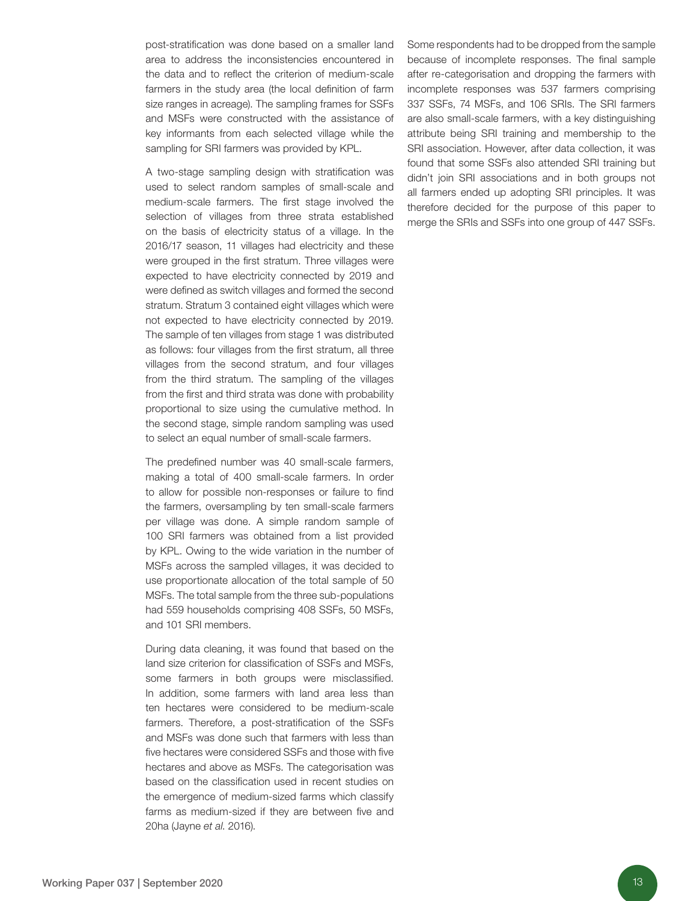post-stratification was done based on a smaller land area to address the inconsistencies encountered in the data and to reflect the criterion of medium-scale farmers in the study area (the local definition of farm size ranges in acreage). The sampling frames for SSFs and MSFs were constructed with the assistance of key informants from each selected village while the sampling for SRI farmers was provided by KPL.

A two-stage sampling design with stratification was used to select random samples of small-scale and medium-scale farmers. The first stage involved the selection of villages from three strata established on the basis of electricity status of a village. In the 2016/17 season, 11 villages had electricity and these were grouped in the first stratum. Three villages were expected to have electricity connected by 2019 and were defined as switch villages and formed the second stratum. Stratum 3 contained eight villages which were not expected to have electricity connected by 2019. The sample of ten villages from stage 1 was distributed as follows: four villages from the first stratum, all three villages from the second stratum, and four villages from the third stratum. The sampling of the villages from the first and third strata was done with probability proportional to size using the cumulative method. In the second stage, simple random sampling was used to select an equal number of small-scale farmers.

The predefined number was 40 small-scale farmers, making a total of 400 small-scale farmers. In order to allow for possible non-responses or failure to find the farmers, oversampling by ten small-scale farmers per village was done. A simple random sample of 100 SRI farmers was obtained from a list provided by KPL. Owing to the wide variation in the number of MSFs across the sampled villages, it was decided to use proportionate allocation of the total sample of 50 MSFs. The total sample from the three sub-populations had 559 households comprising 408 SSFs, 50 MSFs, and 101 SRI members.

During data cleaning, it was found that based on the land size criterion for classification of SSFs and MSFs, some farmers in both groups were misclassified. In addition, some farmers with land area less than ten hectares were considered to be medium-scale farmers. Therefore, a post-stratification of the SSFs and MSFs was done such that farmers with less than five hectares were considered SSFs and those with five hectares and above as MSFs. The categorisation was based on the classification used in recent studies on the emergence of medium-sized farms which classify farms as medium-sized if they are between five and 20ha (Jayne *et al.* 2016).

Some respondents had to be dropped from the sample because of incomplete responses. The final sample after re-categorisation and dropping the farmers with incomplete responses was 537 farmers comprising 337 SSFs, 74 MSFs, and 106 SRIs. The SRI farmers are also small-scale farmers, with a key distinguishing attribute being SRI training and membership to the SRI association. However, after data collection, it was found that some SSFs also attended SRI training but didn't join SRI associations and in both groups not all farmers ended up adopting SRI principles. It was therefore decided for the purpose of this paper to merge the SRIs and SSFs into one group of 447 SSFs.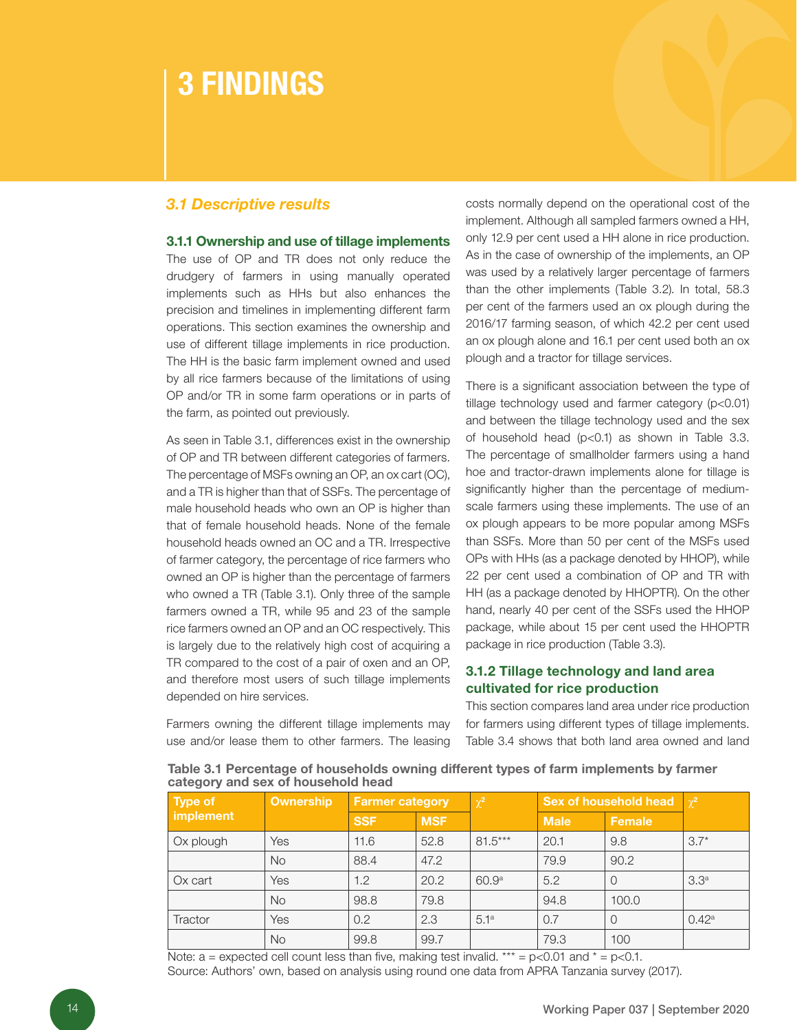# 3 FINDINGS

## *3.1 Descriptive results*

### 3.1.1 Ownership and use of tillage implements

The use of OP and TR does not only reduce the drudgery of farmers in using manually operated implements such as HHs but also enhances the precision and timelines in implementing different farm operations. This section examines the ownership and use of different tillage implements in rice production. The HH is the basic farm implement owned and used by all rice farmers because of the limitations of using OP and/or TR in some farm operations or in parts of the farm, as pointed out previously.

As seen in Table 3.1, differences exist in the ownership of OP and TR between different categories of farmers. The percentage of MSFs owning an OP, an ox cart (OC), and a TR is higher than that of SSFs. The percentage of male household heads who own an OP is higher than that of female household heads. None of the female household heads owned an OC and a TR. Irrespective of farmer category, the percentage of rice farmers who owned an OP is higher than the percentage of farmers who owned a TR (Table 3.1). Only three of the sample farmers owned a TR, while 95 and 23 of the sample rice farmers owned an OP and an OC respectively. This is largely due to the relatively high cost of acquiring a TR compared to the cost of a pair of oxen and an OP, and therefore most users of such tillage implements depended on hire services.

Farmers owning the different tillage implements may use and/or lease them to other farmers. The leasing costs normally depend on the operational cost of the implement. Although all sampled farmers owned a HH, only 12.9 per cent used a HH alone in rice production. As in the case of ownership of the implements, an OP was used by a relatively larger percentage of farmers than the other implements (Table 3.2). In total, 58.3 per cent of the farmers used an ox plough during the 2016/17 farming season, of which 42.2 per cent used an ox plough alone and 16.1 per cent used both an ox plough and a tractor for tillage services.

There is a significant association between the type of tillage technology used and farmer category ($p<0.01$) and between the tillage technology used and the sex of household head ($p<0.1$) as shown in Table 3.3. The percentage of smallholder farmers using a hand hoe and tractor-drawn implements alone for tillage is significantly higher than the percentage of medium-scale farmers using these implements. The use of an ox plough appears to be more popular among MSFs than SSFs. More than 50 per cent of the MSFs used OPs with HHs (as a package denoted by HHOP), while 22 per cent used a combination of OP and TR with HH (as a package denoted by HHOPTR). On the other hand, nearly 40 per cent of the SSFs used the HHOP package, while about 15 per cent used the HHOPTR package in rice production (Table 3.3).

### 3.1.2 Tillage technology and land area cultivated for rice production

This section compares land area under rice production for farmers using different types of tillage implements. Table 3.4 shows that both land area owned and land

**Table 3.1 Percentage of households owning different types of farm implements by farmer category and sex of household head**

| Type of implement | Ownership | Farmer category | | $\chi^2$ | Sex of household head | | $\chi^2$ |
|---|---|---|---|---|---|---|---|
| | | SSF | MSF | | Male | Female | |
| Ox plough | Yes | 11.6 | 52.8 | 81.5*** | 20.1 | 9.8 | 3.7* |
| | No | 88.4 | 47.2 | | 79.9 | 90.2 | |
| Ox cart | Yes | 1.2 | 20.2 | 60.9[a] | 5.2 | 0 | 3.3[a] |
| | No | 98.8 | 79.8 | | 94.8 | 100.0 | |
| Tractor | Yes | 0.2 | 2.3 | 5.1[a] | 0.7 | 0 | 0.42[a] |
| | No | 99.8 | 99.7 | | 79.3 | 100 | |

Note: a = expected cell count less than five, making test invalid. *** = $p<0.01$ and * = $p<0.1$.
Source: Authors' own, based on analysis using round one data from APRA Tanzania survey (2017).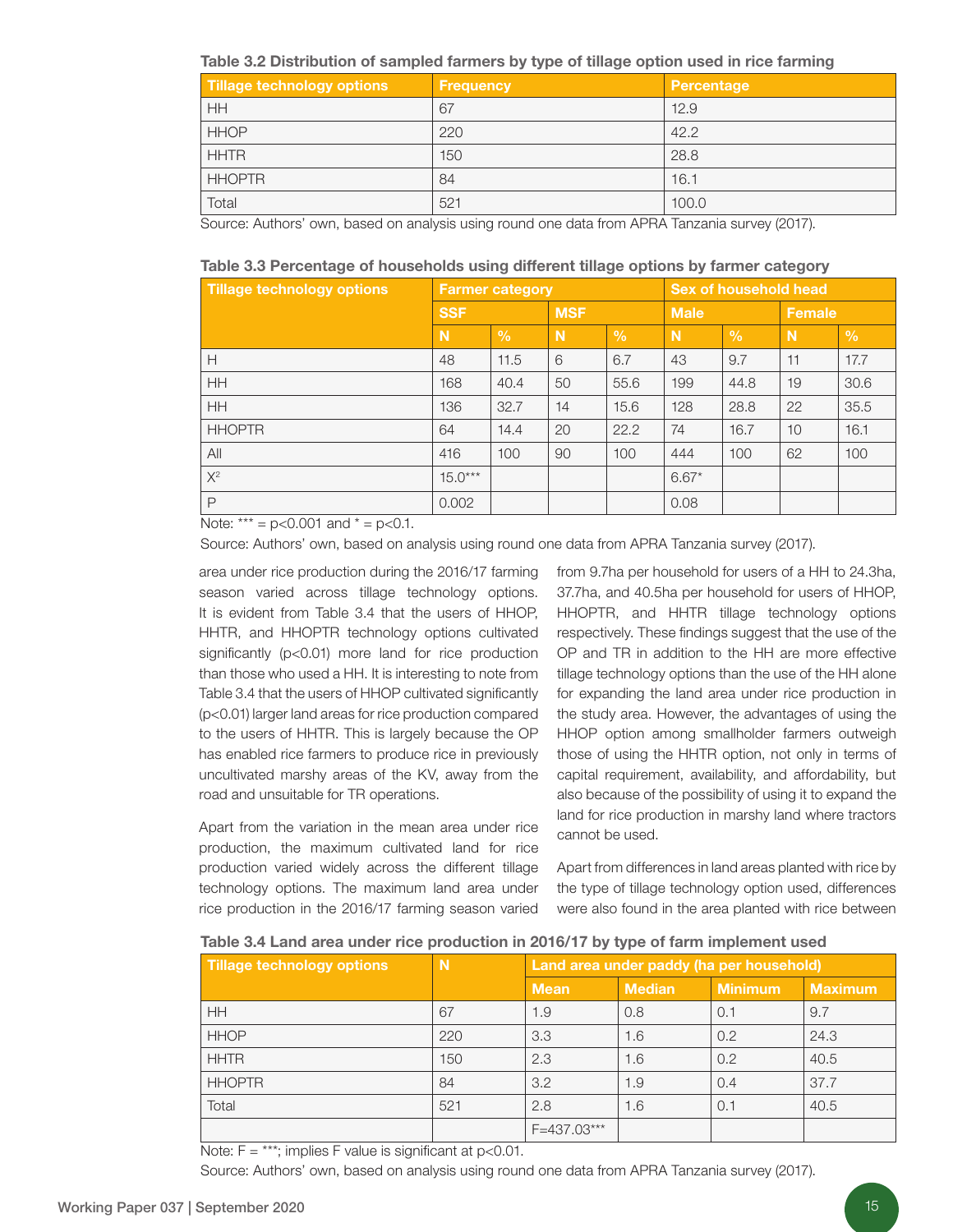**Table 3.2 Distribution of sampled farmers by type of tillage option used in rice farming**

| Tillage technology options | Frequency | Percentage |
|---|---|---|
| HH | 67 | 12.9 |
| HHOP | 220 | 42.2 |
| HHTR | 150 | 28.8 |
| HHOPTR | 84 | 16.1 |
| Total | 521 | 100.0 |

Source: Authors' own, based on analysis using round one data from APRA Tanzania survey (2017).

**Table 3.3 Percentage of households using different tillage options by farmer category**

| Tillage technology options | Farmer category | | | | Sex of household head | | | |
|---|---|---|---|---|---|---|---|---|
| | SSF | | MSF | | Male | | Female | |
| | N | % | N | % | N | % | N | % |
| H | 48 | 11.5 | 6 | 6.7 | 43 | 9.7 | 11 | 17.7 |
| HH | 168 | 40.4 | 50 | 55.6 | 199 | 44.8 | 19 | 30.6 |
| HH | 136 | 32.7 | 14 | 15.6 | 128 | 28.8 | 22 | 35.5 |
| HHOPTR | 64 | 14.4 | 20 | 22.2 | 74 | 16.7 | 10 | 16.1 |
| All | 416 | 100 | 90 | 100 | 444 | 100 | 62 | 100 |
| $X^2$ | 15.0*** | | | | 6.67* | | | |
| P | 0.002 | | | | 0.08 | | | |

Note: *** = p<0.001 and * = p<0.1.

Source: Authors' own, based on analysis using round one data from APRA Tanzania survey (2017).

area under rice production during the 2016/17 farming season varied across tillage technology options. It is evident from Table 3.4 that the users of HHOP, HHTR, and HHOPTR technology options cultivated significantly (p<0.01) more land for rice production than those who used a HH. It is interesting to note from Table 3.4 that the users of HHOP cultivated significantly (p<0.01) larger land areas for rice production compared to the users of HHTR. This is largely because the OP has enabled rice farmers to produce rice in previously uncultivated marshy areas of the KV, away from the road and unsuitable for TR operations.

Apart from the variation in the mean area under rice production, the maximum cultivated land for rice production varied widely across the different tillage technology options. The maximum land area under rice production in the 2016/17 farming season varied from 9.7ha per household for users of a HH to 24.3ha, 37.7ha, and 40.5ha per household for users of HHOP, HHOPTR, and HHTR tillage technology options respectively. These findings suggest that the use of the OP and TR in addition to the HH are more effective tillage technology options than the use of the HH alone for expanding the land area under rice production in the study area. However, the advantages of using the HHOP option among smallholder farmers outweigh those of using the HHTR option, not only in terms of capital requirement, availability, and affordability, but also because of the possibility of using it to expand the land for rice production in marshy land where tractors cannot be used.

Apart from differences in land areas planted with rice by the type of tillage technology option used, differences were also found in the area planted with rice between

**Table 3.4 Land area under rice production in 2016/17 by type of farm implement used**

| Tillage technology options | N | Land area under paddy (ha per household) | | | |
|---|---|---|---|---|---|
| | | Mean | Median | Minimum | Maximum |
| HH | 67 | 1.9 | 0.8 | 0.1 | 9.7 |
| HHOP | 220 | 3.3 | 1.6 | 0.2 | 24.3 |
| HHTR | 150 | 2.3 | 1.6 | 0.2 | 40.5 |
| HHOPTR | 84 | 3.2 | 1.9 | 0.4 | 37.7 |
| Total | 521 | 2.8 | 1.6 | 0.1 | 40.5 |
| | | F=437.03*** | | | |

Note: F = ***; implies F value is significant at p<0.01.

Source: Authors' own, based on analysis using round one data from APRA Tanzania survey (2017).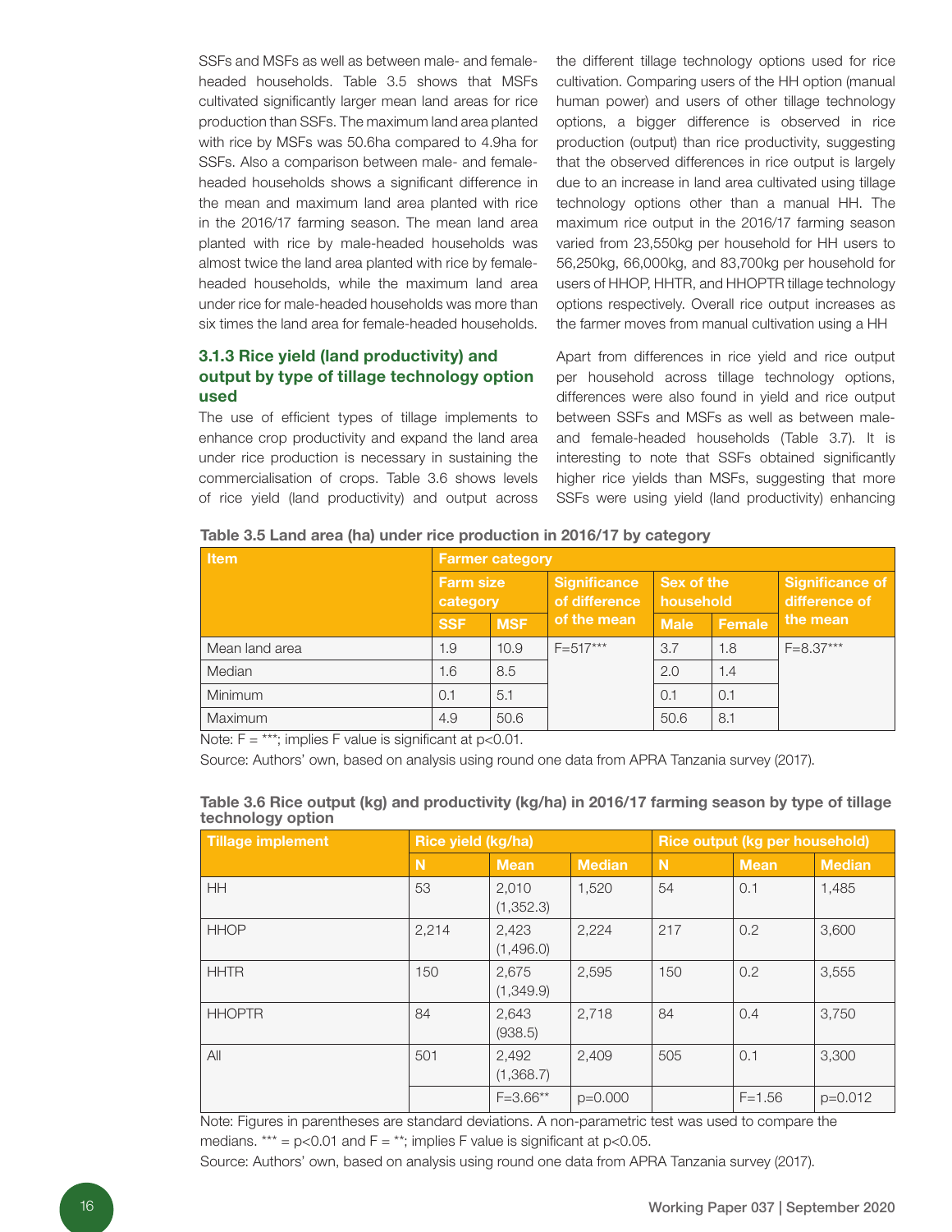SSFs and MSFs as well as between male- and female-headed households. Table 3.5 shows that MSFs cultivated significantly larger mean land areas for rice production than SSFs. The maximum land area planted with rice by MSFs was 50.6ha compared to 4.9ha for SSFs. Also a comparison between male- and female-headed households shows a significant difference in the mean and maximum land area planted with rice in the 2016/17 farming season. The mean land area planted with rice by male-headed households was almost twice the land area planted with rice by female-headed households, while the maximum land area under rice for male-headed households was more than six times the land area for female-headed households.

### 3.1.3 Rice yield (land productivity) and output by type of tillage technology option used

The use of efficient types of tillage implements to enhance crop productivity and expand the land area under rice production is necessary in sustaining the commercialisation of crops. Table 3.6 shows levels of rice yield (land productivity) and output across the different tillage technology options used for rice cultivation. Comparing users of the HH option (manual human power) and users of other tillage technology options, a bigger difference is observed in rice production (output) than rice productivity, suggesting that the observed differences in rice output is largely due to an increase in land area cultivated using tillage technology options other than a manual HH. The maximum rice output in the 2016/17 farming season varied from 23,550kg per household for HH users to 56,250kg, 66,000kg, and 83,700kg per household for users of HHOP, HHTR, and HHOPTR tillage technology options respectively. Overall rice output increases as the farmer moves from manual cultivation using a HH

Apart from differences in rice yield and rice output per household across tillage technology options, differences were also found in yield and rice output between SSFs and MSFs as well as between male- and female-headed households (Table 3.7). It is interesting to note that SSFs obtained significantly higher rice yields than MSFs, suggesting that more SSFs were using yield (land productivity) enhancing

**Table 3.5 Land area (ha) under rice production in 2016/17 by category**

| Item | Farmer category | | | | | |
|---|---|---|---|---|---|---|
| | Farm size category | | Significance of difference of the mean | Sex of the household | | Significance of difference of the mean |
| | SSF | MSF | | Male | Female | |
| Mean land area | 1.9 | 10.9 | F=517*** | 3.7 | 1.8 | F=8.37*** |
| Median | 1.6 | 8.5 | | 2.0 | 1.4 | |
| Minimum | 0.1 | 5.1 | | 0.1 | 0.1 | |
| Maximum | 4.9 | 50.6 | | 50.6 | 8.1 | |

Note: F = ***; implies F value is significant at p<0.01.

Source: Authors' own, based on analysis using round one data from APRA Tanzania survey (2017).

**Table 3.6 Rice output (kg) and productivity (kg/ha) in 2016/17 farming season by type of tillage technology option**

| Tillage implement | Rice yield (kg/ha) | | | Rice output (kg per household) | | |
|---|---|---|---|---|---|---|
| | N | Mean | Median | N | Mean | Median |
| HH | 53 | 2,010 (1,352.3) | 1,520 | 54 | 0.1 | 1,485 |
| HHOP | 2,214 | 2,423 (1,496.0) | 2,224 | 217 | 0.2 | 3,600 |
| HHTR | 150 | 2,675 (1,349.9) | 2,595 | 150 | 0.2 | 3,555 |
| HHOPTR | 84 | 2,643 (938.5) | 2,718 | 84 | 0.4 | 3,750 |
| All | 501 | 2,492 (1,368.7) | 2,409 | 505 | 0.1 | 3,300 |
| | | F=3.66** | p=0.000 | | F=1.56 | p=0.012 |

Note: Figures in parentheses are standard deviations. A non-parametric test was used to compare the medians. *** = p<0.01 and F = **; implies F value is significant at p<0.05.

Source: Authors' own, based on analysis using round one data from APRA Tanzania survey (2017).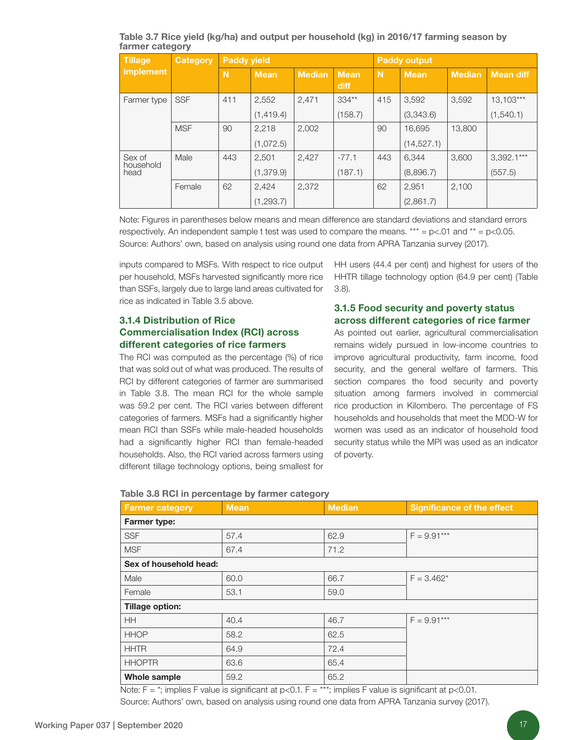**Table 3.7 Rice yield (kg/ha) and output per household (kg) in 2016/17 farming season by farmer category**

| Tillage implement | Category | Paddy yield | | | | Paddy output | | | |
|---|---|---|---|---|---|---|---|---|---|
| | | N | Mean | Median | Mean diff | N | Mean | Median | Mean diff |
| Farmer type | SSF | 411 | 2,552 (1,419.4) | 2,471 | 334** (158.7) | 415 | 3,592 (3,343.6) | 3,592 | 13,103*** (1,540.1) |
| | MSF | 90 | 2,218 (1,072.5) | 2,002 | | 90 | 16,695 (14,527.1) | 13,800 | |
| Sex of household head | Male | 443 | 2,501 (1,379.9) | 2,427 | -77.1 (187.1) | 443 | 6,344 (8,896.7) | 3,600 | 3,392.1*** (557.5) |
| | Female | 62 | 2,424 (1,293.7) | 2,372 | | 62 | 2,951 (2,861.7) | 2,100 | |

Note: Figures in parentheses below means and mean difference are standard deviations and standard errors respectively. An independent sample t test was used to compare the means. *** = p<.01 and ** = p<0.05.
Source: Authors' own, based on analysis using round one data from APRA Tanzania survey (2017).

inputs compared to MSFs. With respect to rice output per household, MSFs harvested significantly more rice than SSFs, largely due to large land areas cultivated for rice as indicated in Table 3.5 above.

### 3.1.4 Distribution of Rice Commercialisation Index (RCI) across different categories of rice farmers

The RCI was computed as the percentage (%) of rice that was sold out of what was produced. The results of RCI by different categories of farmer are summarised in Table 3.8. The mean RCI for the whole sample was 59.2 per cent. The RCI varies between different categories of farmers. MSFs had a significantly higher mean RCI than SSFs while male-headed households had a significantly higher RCI than female-headed households. Also, the RCI varied across farmers using different tillage technology options, being smallest for HH users (44.4 per cent) and highest for users of the HHTR tillage technology option (64.9 per cent) (Table 3.8).

### 3.1.5 Food security and poverty status across different categories of rice farmer

As pointed out earlier, agricultural commercialisation remains widely pursued in low-income countries to improve agricultural productivity, farm income, food security, and the general welfare of farmers. This section compares the food security and poverty situation among farmers involved in commercial rice production in Kilombero. The percentage of FS households and households that meet the MDD-W for women was used as an indicator of household food security status while the MPI was used as an indicator of poverty.

**Table 3.8 RCI in percentage by farmer category**

| Farmer category | Mean | Median | Significance of the effect |
|---|---|---|---|
| **Farmer type:** | | | |
| SSF | 57.4 | 62.9 | F = 9.91*** |
| MSF | 67.4 | 71.2 | |
| **Sex of household head:** | | | |
| Male | 60.0 | 66.7 | F = 3.462* |
| Female | 53.1 | 59.0 | |
| **Tillage option:** | | | |
| HH | 40.4 | 46.7 | F = 9.91*** |
| HHOP | 58.2 | 62.5 | |
| HHTR | 64.9 | 72.4 | |
| HHOPTR | 63.6 | 65.4 | |
| **Whole sample** | 59.2 | 65.2 | |

Note: F = *; implies F value is significant at p<0.1. F = ***; implies F value is significant at p<0.01.
Source: Authors' own, based on analysis using round one data from APRA Tanzania survey (2017).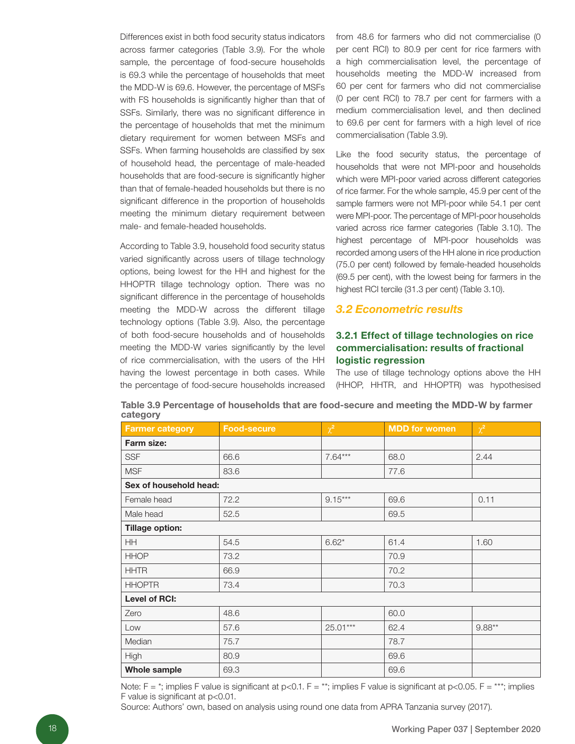Differences exist in both food security status indicators across farmer categories (Table 3.9). For the whole sample, the percentage of food-secure households is 69.3 while the percentage of households that meet the MDD-W is 69.6. However, the percentage of MSFs with FS households is significantly higher than that of SSFs. Similarly, there was no significant difference in the percentage of households that met the minimum dietary requirement for women between MSFs and SSFs. When farming households are classified by sex of household head, the percentage of male-headed households that are food-secure is significantly higher than that of female-headed households but there is no significant difference in the proportion of households meeting the minimum dietary requirement between male- and female-headed households.

According to Table 3.9, household food security status varied significantly across users of tillage technology options, being lowest for the HH and highest for the HHOPTR tillage technology option. There was no significant difference in the percentage of households meeting the MDD-W across the different tillage technology options (Table 3.9). Also, the percentage of both food-secure households and of households meeting the MDD-W varies significantly by the level of rice commercialisation, with the users of the HH having the lowest percentage in both cases. While the percentage of food-secure households increased from 48.6 for farmers who did not commercialise (0 per cent RCI) to 80.9 per cent for rice farmers with a high commercialisation level, the percentage of households meeting the MDD-W increased from 60 per cent for farmers who did not commercialise (0 per cent RCI) to 78.7 per cent for farmers with a medium commercialisation level, and then declined to 69.6 per cent for farmers with a high level of rice commercialisation (Table 3.9).

Like the food security status, the percentage of households that were not MPI-poor and households which were MPI-poor varied across different categories of rice farmer. For the whole sample, 45.9 per cent of the sample farmers were not MPI-poor while 54.1 per cent were MPI-poor. The percentage of MPI-poor households varied across rice farmer categories (Table 3.10). The highest percentage of MPI-poor households was recorded among users of the HH alone in rice production (75.0 per cent) followed by female-headed households (69.5 per cent), with the lowest being for farmers in the highest RCI tercile (31.3 per cent) (Table 3.10).

## 3.2 Econometric results

### 3.2.1 Effect of tillage technologies on rice commercialisation: results of fractional logistic regression

The use of tillage technology options above the HH (HHOP, HHTR, and HHOPTR) was hypothesised

**Table 3.9 Percentage of households that are food-secure and meeting the MDD-W by farmer category**

| Farmer category | Food-secure | $\chi^2$ | MDD for women | $\chi^2$ |
|---|---|---|---|---|
| **Farm size:** | | | | |
| SSF | 66.6 | 7.64*** | 68.0 | 2.44 |
| MSF | 83.6 | | 77.6 | |
| **Sex of household head:** | | | | |
| Female head | 72.2 | 9.15*** | 69.6 | 0.11 |
| Male head | 52.5 | | 69.5 | |
| **Tillage option:** | | | | |
| HH | 54.5 | 6.62* | 61.4 | 1.60 |
| HHOP | 73.2 | | 70.9 | |
| HHTR | 66.9 | | 70.2 | |
| HHOPTR | 73.4 | | 70.3 | |
| **Level of RCI:** | | | | |
| Zero | 48.6 | | 60.0 | |
| Low | 57.6 | 25.01*** | 62.4 | 9.88** |
| Median | 75.7 | | 78.7 | |
| High | 80.9 | | 69.6 | |
| **Whole sample** | 69.3 | | 69.6 | |

Note: F = *; implies F value is significant at $p<0.1$. F = **; implies F value is significant at $p<0.05$. F = ***; implies F value is significant at $p<0.01$.

Source: Authors' own, based on analysis using round one data from APRA Tanzania survey (2017).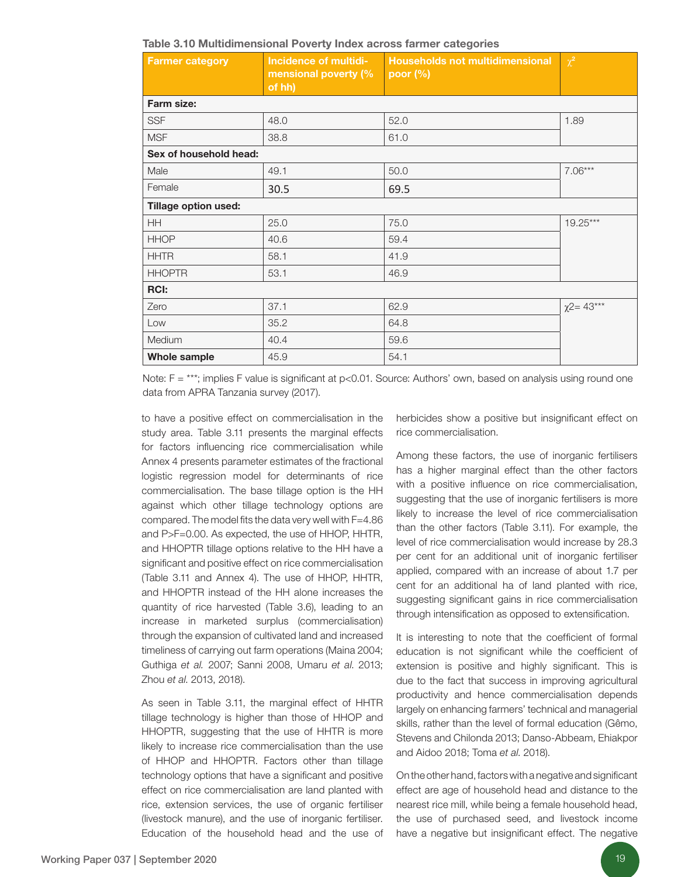**Table 3.10 Multidimensional Poverty Index across farmer categories**

| Farmer category | Incidence of multidimensional poverty (% of hh) | Households not multidimensional poor (%) | $\chi^2$ |
|---|---|---|---|
| **Farm size:** | | | |
| SSF | 48.0 | 52.0 | 1.89 |
| MSF | 38.8 | 61.0 | |
| **Sex of household head:** | | | |
| Male | 49.1 | 50.0 | 7.06*** |
| Female | 30.5 | 69.5 | |
| **Tillage option used:** | | | |
| HH | 25.0 | 75.0 | 19.25*** |
| HHOP | 40.6 | 59.4 | |
| HHTR | 58.1 | 41.9 | |
| HHOPTR | 53.1 | 46.9 | |
| **RCI:** | | | |
| Zero | 37.1 | 62.9 | $\chi2$= 43*** |
| Low | 35.2 | 64.8 | |
| Medium | 40.4 | 59.6 | |
| **Whole sample** | 45.9 | 54.1 | |

Note: F = ***; implies F value is significant at p<0.01. Source: Authors' own, based on analysis using round one data from APRA Tanzania survey (2017).

to have a positive effect on commercialisation in the study area. Table 3.11 presents the marginal effects for factors influencing rice commercialisation while Annex 4 presents parameter estimates of the fractional logistic regression model for determinants of rice commercialisation. The base tillage option is the HH against which other tillage technology options are compared. The model fits the data very well with F=4.86 and P>F=0.00. As expected, the use of HHOP, HHTR, and HHOPTR tillage options relative to the HH have a significant and positive effect on rice commercialisation (Table 3.11 and Annex 4). The use of HHOP, HHTR, and HHOPTR instead of the HH alone increases the quantity of rice harvested (Table 3.6), leading to an increase in marketed surplus (commercialisation) through the expansion of cultivated land and increased timeliness of carrying out farm operations (Maina 2004; Guthiga *et al.* 2007; Sanni 2008, Umaru *et al.* 2013; Zhou *et al.* 2013, 2018).

As seen in Table 3.11, the marginal effect of HHTR tillage technology is higher than those of HHOP and HHOPTR, suggesting that the use of HHTR is more likely to increase rice commercialisation than the use of HHOP and HHOPTR. Factors other than tillage technology options that have a significant and positive effect on rice commercialisation are land planted with rice, extension services, the use of organic fertiliser (livestock manure), and the use of inorganic fertiliser. Education of the household head and the use of herbicides show a positive but insignificant effect on rice commercialisation.

Among these factors, the use of inorganic fertilisers has a higher marginal effect than the other factors with a positive influence on rice commercialisation, suggesting that the use of inorganic fertilisers is more likely to increase the level of rice commercialisation than the other factors (Table 3.11). For example, the level of rice commercialisation would increase by 28.3 per cent for an additional unit of inorganic fertiliser applied, compared with an increase of about 1.7 per cent for an additional ha of land planted with rice, suggesting significant gains in rice commercialisation through intensification as opposed to extensification.

It is interesting to note that the coefficient of formal education is not significant while the coefficient of extension is positive and highly significant. This is due to the fact that success in improving agricultural productivity and hence commercialisation depends largely on enhancing farmers' technical and managerial skills, rather than the level of formal education (Gêmo, Stevens and Chilonda 2013; Danso-Abbeam, Ehiakpor and Aidoo 2018; Toma *et al.* 2018).

On the other hand, factors with a negative and significant effect are age of household head and distance to the nearest rice mill, while being a female household head, the use of purchased seed, and livestock income have a negative but insignificant effect. The negative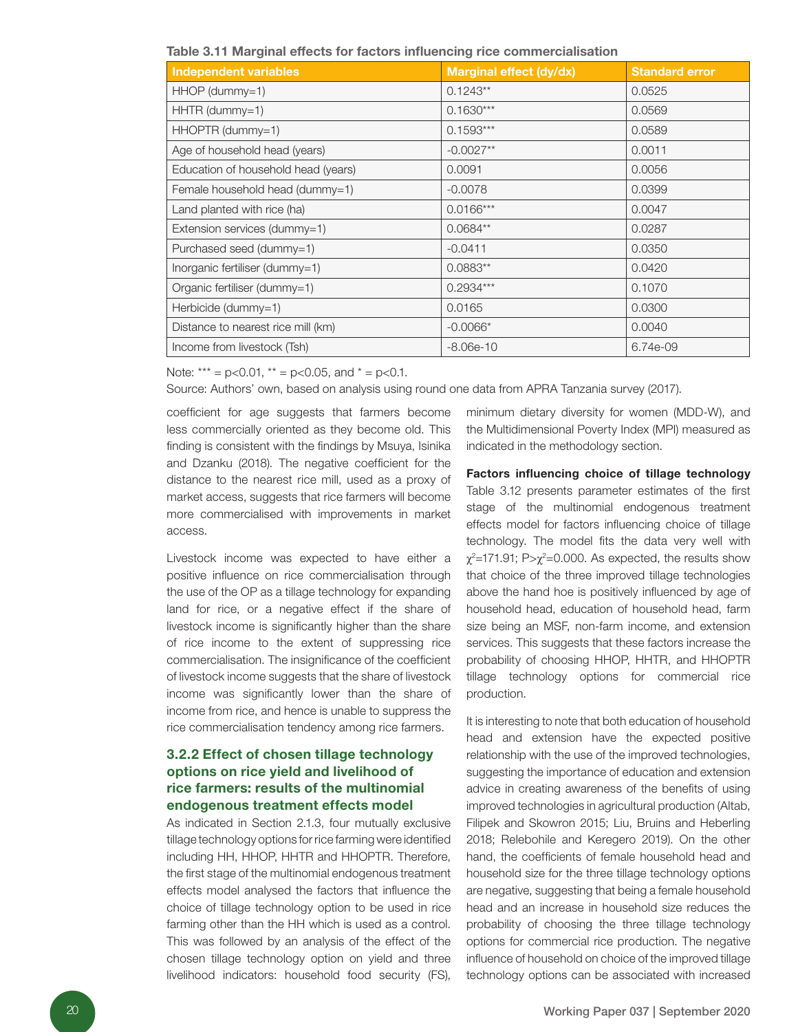**Table 3.11 Marginal effects for factors influencing rice commercialisation**

| Independent variables | Marginal effect (dy/dx) | Standard error |
|---|---|---|
| HHOP (dummy=1) | 0.1243** | 0.0525 |
| HHTR (dummy=1) | 0.1630*** | 0.0569 |
| HHOPTR (dummy=1) | 0.1593*** | 0.0589 |
| Age of household head (years) | -0.0027** | 0.0011 |
| Education of household head (years) | 0.0091 | 0.0056 |
| Female household head (dummy=1) | -0.0078 | 0.0399 |
| Land planted with rice (ha) | 0.0166*** | 0.0047 |
| Extension services (dummy=1) | 0.0684** | 0.0287 |
| Purchased seed (dummy=1) | -0.0411 | 0.0350 |
| Inorganic fertiliser (dummy=1) | 0.0883** | 0.0420 |
| Organic fertiliser (dummy=1) | 0.2934*** | 0.1070 |
| Herbicide (dummy=1) | 0.0165 | 0.0300 |
| Distance to nearest rice mill (km) | -0.0066* | 0.0040 |
| Income from livestock (Tsh) | -8.06e-10 | 6.74e-09 |

Note: *** = p<0.01, ** = p<0.05, and * = p<0.1.

Source: Authors' own, based on analysis using round one data from APRA Tanzania survey (2017).

coefficient for age suggests that farmers become less commercially oriented as they become old. This finding is consistent with the findings by Msuya, Isinika and Dzanku (2018). The negative coefficient for the distance to the nearest rice mill, used as a proxy of market access, suggests that rice farmers will become more commercialised with improvements in market access.

Livestock income was expected to have either a positive influence on rice commercialisation through the use of the OP as a tillage technology for expanding land for rice, or a negative effect if the share of livestock income is significantly higher than the share of rice income to the extent of suppressing rice commercialisation. The insignificance of the coefficient of livestock income suggests that the share of livestock income was significantly lower than the share of income from rice, and hence is unable to suppress the rice commercialisation tendency among rice farmers.

### 3.2.2 Effect of chosen tillage technology options on rice yield and livelihood of rice farmers: results of the multinomial endogenous treatment effects model

As indicated in Section 2.1.3, four mutually exclusive tillage technology options for rice farming were identified including HH, HHOP, HHTR and HHOPTR. Therefore, the first stage of the multinomial endogenous treatment effects model analysed the factors that influence the choice of tillage technology option to be used in rice farming other than the HH which is used as a control. This was followed by an analysis of the effect of the chosen tillage technology option on yield and three livelihood indicators: household food security (FS), minimum dietary diversity for women (MDD-W), and the Multidimensional Poverty Index (MPI) measured as indicated in the methodology section.

**Factors influencing choice of tillage technology**
Table 3.12 presents parameter estimates of the first stage of the multinomial endogenous treatment effects model for factors influencing choice of tillage technology. The model fits the data very well with $\chi^2$=171.91; P>$\chi^2$=0.000. As expected, the results show that choice of the three improved tillage technologies above the hand hoe is positively influenced by age of household head, education of household head, farm size being an MSF, non-farm income, and extension services. This suggests that these factors increase the probability of choosing HHOP, HHTR, and HHOPTR tillage technology options for commercial rice production.

It is interesting to note that both education of household head and extension have the expected positive relationship with the use of the improved technologies, suggesting the importance of education and extension advice in creating awareness of the benefits of using improved technologies in agricultural production (Altab, Filipek and Skowron 2015; Liu, Bruins and Heberling 2018; Relebohile and Keregero 2019). On the other hand, the coefficients of female household head and household size for the three tillage technology options are negative, suggesting that being a female household head and an increase in household size reduces the probability of choosing the three tillage technology options for commercial rice production. The negative influence of household on choice of the improved tillage technology options can be associated with increased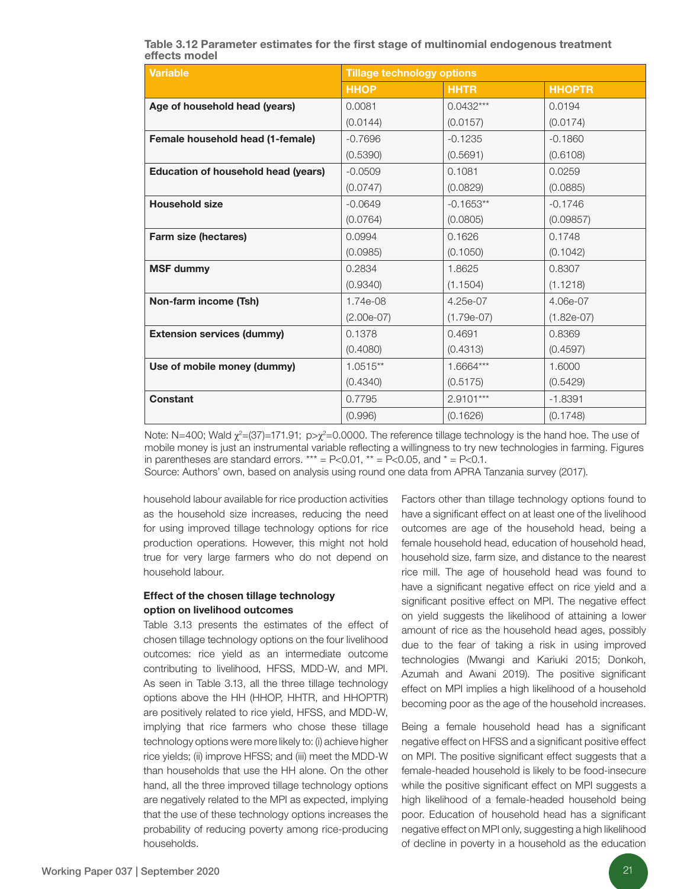**Table 3.12 Parameter estimates for the first stage of multinomial endogenous treatment effects model**

| Variable | Tillage technology options | | |
|---|---|---|---|
| | HHOP | HHTR | HHOPTR |
| **Age of household head (years)** | 0.0081 | 0.0432*** | 0.0194 |
| | (0.0144) | (0.0157) | (0.0174) |
| **Female household head (1-female)** | -0.7696 | -0.1235 | -0.1860 |
| | (0.5390) | (0.5691) | (0.6108) |
| **Education of household head (years)** | -0.0509 | 0.1081 | 0.0259 |
| | (0.0747) | (0.0829) | (0.0885) |
| **Household size** | -0.0649 | -0.1653** | -0.1746 |
| | (0.0764) | (0.0805) | (0.09857) |
| **Farm size (hectares)** | 0.0994 | 0.1626 | 0.1748 |
| | (0.0985) | (0.1050) | (0.1042) |
| **MSF dummy** | 0.2834 | 1.8625 | 0.8307 |
| | (0.9340) | (1.1504) | (1.1218) |
| **Non-farm income (Tsh)** | 1.74e-08 | 4.25e-07 | 4.06e-07 |
| | (2.00e-07) | (1.79e-07) | (1.82e-07) |
| **Extension services (dummy)** | 0.1378 | 0.4691 | 0.8369 |
| | (0.4080) | (0.4313) | (0.4597) |
| **Use of mobile money (dummy)** | 1.0515** | 1.6664*** | 1.6000 |
| | (0.4340) | (0.5175) | (0.5429) |
| **Constant** | 0.7795 | 2.9101*** | -1.8391 |
| | (0.996) | (0.1626) | (0.1748) |

Note: N=400; Wald $\chi^2$=(37)=171.91; p>$\chi^2$=0.0000. The reference tillage technology is the hand hoe. The use of mobile money is just an instrumental variable reflecting a willingness to try new technologies in farming. Figures in parentheses are standard errors. *** = P<0.01, ** = P<0.05, and * = P<0.1.
Source: Authors' own, based on analysis using round one data from APRA Tanzania survey (2017).

household labour available for rice production activities as the household size increases, reducing the need for using improved tillage technology options for rice production operations. However, this might not hold true for very large farmers who do not depend on household labour.

### Effect of the chosen tillage technology option on livelihood outcomes

Table 3.13 presents the estimates of the effect of chosen tillage technology options on the four livelihood outcomes: rice yield as an intermediate outcome contributing to livelihood, HFSS, MDD-W, and MPI. As seen in Table 3.13, all the three tillage technology options above the HH (HHOP, HHTR, and HHOPTR) are positively related to rice yield, HFSS, and MDD-W, implying that rice farmers who chose these tillage technology options were more likely to: (i) achieve higher rice yields; (ii) improve HFSS; and (iii) meet the MDD-W than households that use the HH alone. On the other hand, all the three improved tillage technology options are negatively related to the MPI as expected, implying that the use of these technology options increases the probability of reducing poverty among rice-producing households.

Factors other than tillage technology options found to have a significant effect on at least one of the livelihood outcomes are age of the household head, being a female household head, education of household head, household size, farm size, and distance to the nearest rice mill. The age of household head was found to have a significant negative effect on rice yield and a significant positive effect on MPI. The negative effect on yield suggests the likelihood of attaining a lower amount of rice as the household head ages, possibly due to the fear of taking a risk in using improved technologies (Mwangi and Kariuki 2015; Donkoh, Azumah and Awani 2019). The positive significant effect on MPI implies a high likelihood of a household becoming poor as the age of the household increases.

Being a female household head has a significant negative effect on HFSS and a significant positive effect on MPI. The positive significant effect suggests that a female-headed household is likely to be food-insecure while the positive significant effect on MPI suggests a high likelihood of a female-headed household being poor. Education of household head has a significant negative effect on MPI only, suggesting a high likelihood of decline in poverty in a household as the education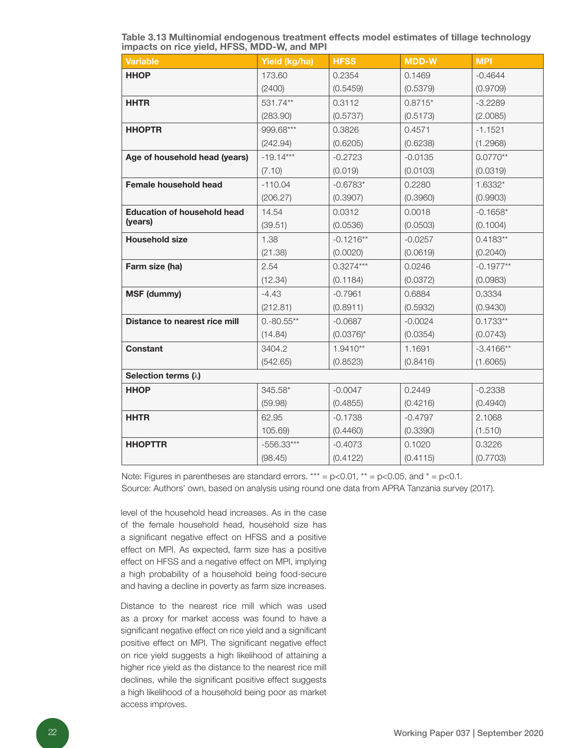**Table 3.13 Multinomial endogenous treatment effects model estimates of tillage technology impacts on rice yield, HFSS, MDD-W, and MPI**

| Variable | Yield (kg/ha) | HFSS | MDD-W | MPI |
|---|---|---|---|---|
| **HHOP** | 173.60 | 0.2354 | 0.1469 | -0.4644 |
| | (2400) | (0.5459) | (0.5379) | (0.9709) |
| **HHTR** | 531.74** | 0.3112 | 0.8715* | -3.2289 |
| | (283.90) | (0.5737) | (0.5173) | (2.0085) |
| **HHOPTR** | 999.68*** | 0.3826 | 0.4571 | -1.1521 |
| | (242.94) | (0.6205) | (0.6238) | (1.2968) |
| **Age of household head (years)** | -19.14*** | -0.2723 | -0.0135 | 0.0770** |
| | (7.10) | (0.019) | (0.0103) | (0.0319) |
| **Female household head** | -110.04 | -0.6783* | 0.2280 | 1.6332* |
| | (206.27) | (0.3907) | (0.3960) | (0.9903) |
| **Education of household head (years)** | 14.54 | 0.0312 | 0.0018 | -0.1658* |
| | (39.51) | (0.0536) | (0.0503) | (0.1004) |
| **Household size** | 1.38 | -0.1216** | -0.0257 | 0.4183** |
| | (21.38) | (0.0020) | (0.0619) | (0.2040) |
| **Farm size (ha)** | 2.54 | 0.3274*** | 0.0246 | -0.1977** |
| | (12.34) | (0.1184) | (0.0372) | (0.0983) |
| **MSF (dummy)** | -4.43 | -0.7961 | 0.6884 | 0.3334 |
| | (212.81) | (0.8911) | (0.5932) | (0.9430) |
| **Distance to nearest rice mill** | 0.-80.55** | -0.0687 | -0.0024 | 0.1733** |
| | (14.84) | (0.0376)* | (0.0354) | (0.0743) |
| **Constant** | 3404.2 | 1.9410** | 1.1691 | -3.4166** |
| | (542.65) | (0.8523) | (0.8416) | (1.6065) |
| **Selection terms (λ)** | | | | |
| **HHOP** | 345.58* | -0.0047 | 0.2449 | -0.2338 |
| | (59.98) | (0.4855) | (0.4216) | (0.4940) |
| **HHTR** | 62.95 | -0.1738 | -0.4797 | 2.1068 |
| | 105.69) | (0.4460) | (0.3390) | (1.510) |
| **HHOPTTR** | -556.33*** | -0.4073 | 0.1020 | 0.3226 |
| | (98.45) | (0.4122) | (0.4115) | (0.7703) |

Note: Figures in parentheses are standard errors. *** = p<0.01, ** = p<0.05, and * = p<0.1.
Source: Authors' own, based on analysis using round one data from APRA Tanzania survey (2017).

level of the household head increases. As in the case of the female household head, household size has a significant negative effect on HFSS and a positive effect on MPI. As expected, farm size has a positive effect on HFSS and a negative effect on MPI, implying a high probability of a household being food-secure and having a decline in poverty as farm size increases.

Distance to the nearest rice mill which was used as a proxy for market access was found to have a significant negative effect on rice yield and a significant positive effect on MPI. The significant negative effect on rice yield suggests a high likelihood of attaining a higher rice yield as the distance to the nearest rice mill declines, while the significant positive effect suggests a high likelihood of a household being poor as market access improves.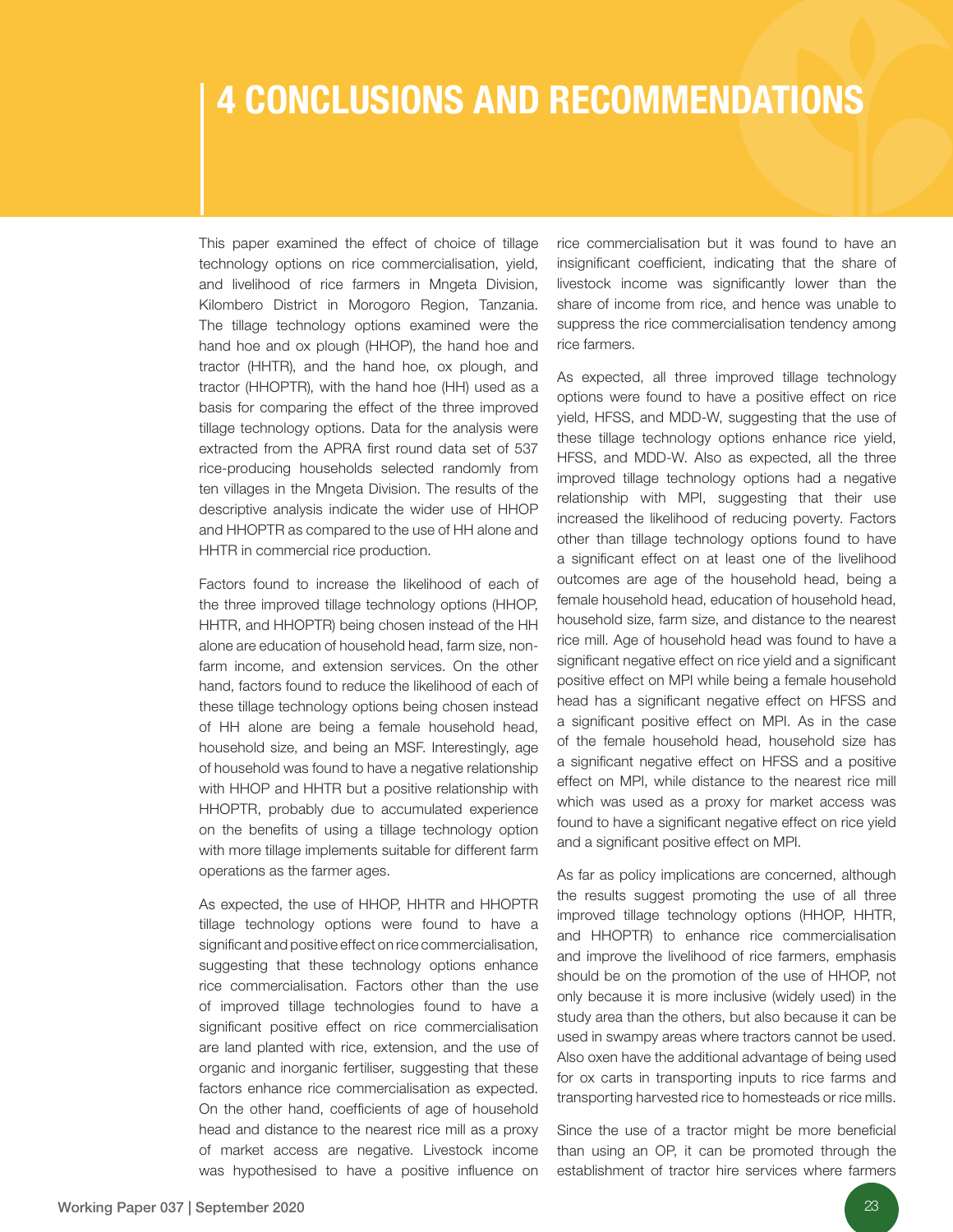# 4 CONCLUSIONS AND RECOMMENDATIONS

This paper examined the effect of choice of tillage technology options on rice commercialisation, yield, and livelihood of rice farmers in Mngeta Division, Kilombero District in Morogoro Region, Tanzania. The tillage technology options examined were the hand hoe and ox plough (HHOP), the hand hoe and tractor (HHTR), and the hand hoe, ox plough, and tractor (HHOPTR), with the hand hoe (HH) used as a basis for comparing the effect of the three improved tillage technology options. Data for the analysis were extracted from the APRA first round data set of 537 rice-producing households selected randomly from ten villages in the Mngeta Division. The results of the descriptive analysis indicate the wider use of HHOP and HHOPTR as compared to the use of HH alone and HHTR in commercial rice production.

Factors found to increase the likelihood of each of the three improved tillage technology options (HHOP, HHTR, and HHOPTR) being chosen instead of the HH alone are education of household head, farm size, non-farm income, and extension services. On the other hand, factors found to reduce the likelihood of each of these tillage technology options being chosen instead of HH alone are being a female household head, household size, and being an MSF. Interestingly, age of household was found to have a negative relationship with HHOP and HHTR but a positive relationship with HHOPTR, probably due to accumulated experience on the benefits of using a tillage technology option with more tillage implements suitable for different farm operations as the farmer ages.

As expected, the use of HHOP, HHTR and HHOPTR tillage technology options were found to have a significant and positive effect on rice commercialisation, suggesting that these technology options enhance rice commercialisation. Factors other than the use of improved tillage technologies found to have a significant positive effect on rice commercialisation are land planted with rice, extension, and the use of organic and inorganic fertiliser, suggesting that these factors enhance rice commercialisation as expected. On the other hand, coefficients of age of household head and distance to the nearest rice mill as a proxy of market access are negative. Livestock income was hypothesised to have a positive influence on rice commercialisation but it was found to have an insignificant coefficient, indicating that the share of livestock income was significantly lower than the share of income from rice, and hence was unable to suppress the rice commercialisation tendency among rice farmers.

As expected, all three improved tillage technology options were found to have a positive effect on rice yield, HFSS, and MDD-W, suggesting that the use of these tillage technology options enhance rice yield, HFSS, and MDD-W. Also as expected, all the three improved tillage technology options had a negative relationship with MPI, suggesting that their use increased the likelihood of reducing poverty. Factors other than tillage technology options found to have a significant effect on at least one of the livelihood outcomes are age of the household head, being a female household head, education of household head, household size, farm size, and distance to the nearest rice mill. Age of household head was found to have a significant negative effect on rice yield and a significant positive effect on MPI while being a female household head has a significant negative effect on HFSS and a significant positive effect on MPI. As in the case of the female household head, household size has a significant negative effect on HFSS and a positive effect on MPI, while distance to the nearest rice mill which was used as a proxy for market access was found to have a significant negative effect on rice yield and a significant positive effect on MPI.

As far as policy implications are concerned, although the results suggest promoting the use of all three improved tillage technology options (HHOP, HHTR, and HHOPTR) to enhance rice commercialisation and improve the livelihood of rice farmers, emphasis should be on the promotion of the use of HHOP, not only because it is more inclusive (widely used) in the study area than the others, but also because it can be used in swampy areas where tractors cannot be used. Also oxen have the additional advantage of being used for ox carts in transporting inputs to rice farms and transporting harvested rice to homesteads or rice mills.

Since the use of a tractor might be more beneficial than using an OP, it can be promoted through the establishment of tractor hire services where farmers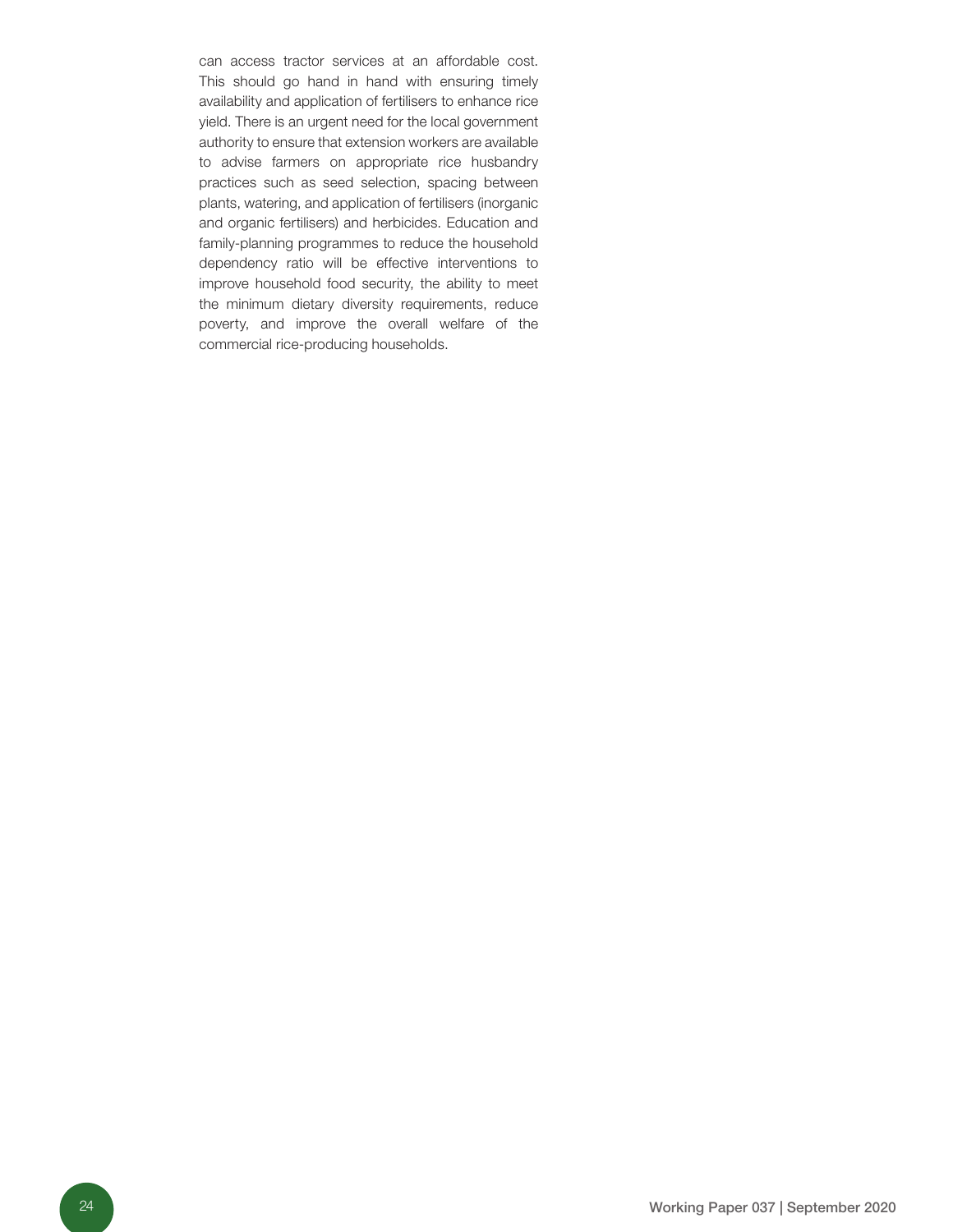can access tractor services at an affordable cost. This should go hand in hand with ensuring timely availability and application of fertilisers to enhance rice yield. There is an urgent need for the local government authority to ensure that extension workers are available to advise farmers on appropriate rice husbandry practices such as seed selection, spacing between plants, watering, and application of fertilisers (inorganic and organic fertilisers) and herbicides. Education and family-planning programmes to reduce the household dependency ratio will be effective interventions to improve household food security, the ability to meet the minimum dietary diversity requirements, reduce poverty, and improve the overall welfare of the commercial rice-producing households.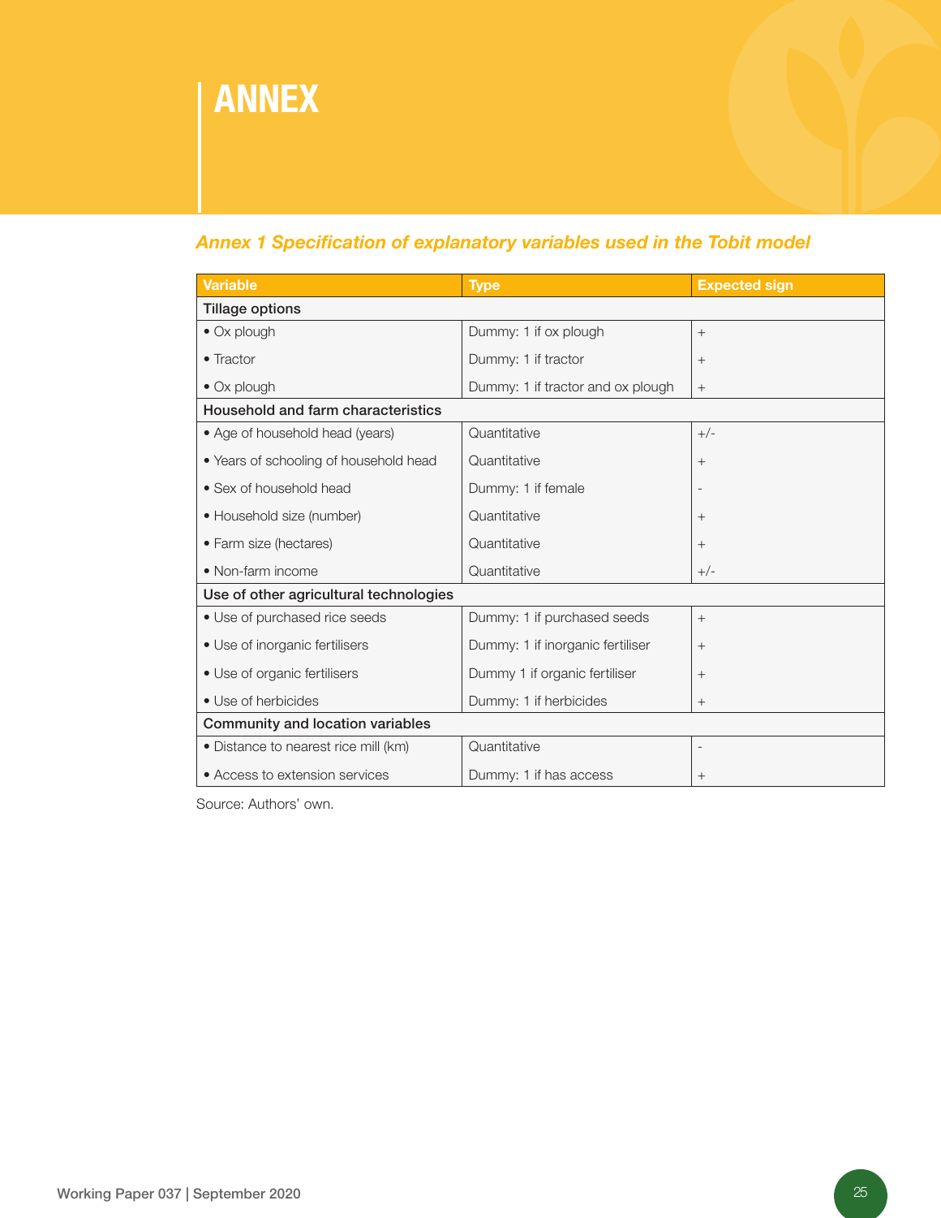# ANNEX

### *Annex 1 Specification of explanatory variables used in the Tobit model*

| Variable | Type | Expected sign |
|---|---|---|
| **Tillage options** | | |
| • Ox plough | Dummy: 1 if ox plough | + |
| • Tractor | Dummy: 1 if tractor | + |
| • Ox plough | Dummy: 1 if tractor and ox plough | + |
| **Household and farm characteristics** | | |
| • Age of household head (years) | Quantitative | +/- |
| • Years of schooling of household head | Quantitative | + |
| • Sex of household head | Dummy: 1 if female | - |
| • Household size (number) | Quantitative | + |
| • Farm size (hectares) | Quantitative | + |
| • Non-farm income | Quantitative | +/- |
| **Use of other agricultural technologies** | | |
| • Use of purchased rice seeds | Dummy: 1 if purchased seeds | + |
| • Use of inorganic fertilisers | Dummy: 1 if inorganic fertiliser | + |
| • Use of organic fertilisers | Dummy 1 if organic fertiliser | + |
| • Use of herbicides | Dummy: 1 if herbicides | + |
| **Community and location variables** | | |
| • Distance to nearest rice mill (km) | Quantitative | - |
| • Access to extension services | Dummy: 1 if has access | + |

Source: Authors' own.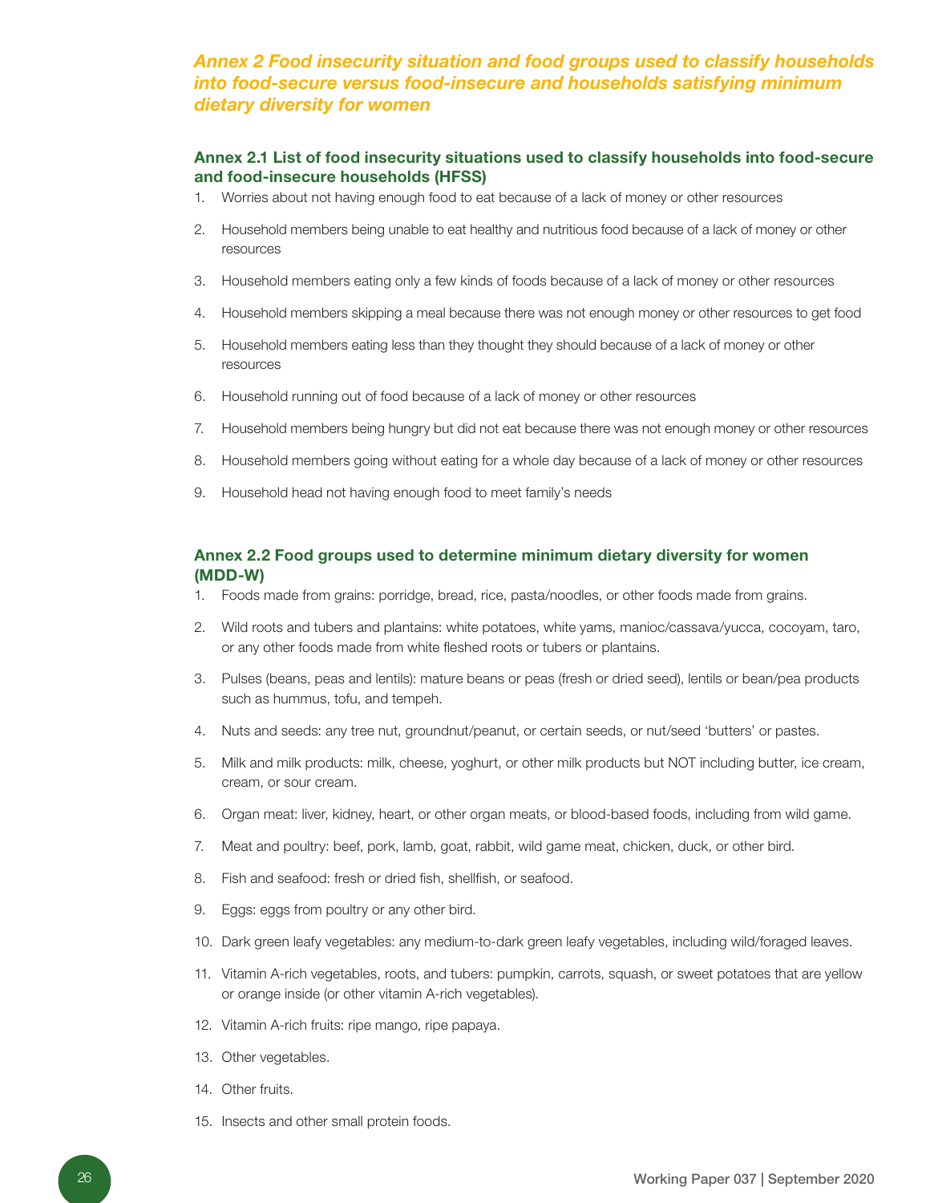# Annex 2 Food insecurity situation and food groups used to classify households into food-secure versus food-insecure and households satisfying minimum dietary diversity for women

## Annex 2.1 List of food insecurity situations used to classify households into food-secure and food-insecure households (HFSS)

1. Worries about not having enough food to eat because of a lack of money or other resources
2. Household members being unable to eat healthy and nutritious food because of a lack of money or other resources
3. Household members eating only a few kinds of foods because of a lack of money or other resources
4. Household members skipping a meal because there was not enough money or other resources to get food
5. Household members eating less than they thought they should because of a lack of money or other resources
6. Household running out of food because of a lack of money or other resources
7. Household members being hungry but did not eat because there was not enough money or other resources
8. Household members going without eating for a whole day because of a lack of money or other resources
9. Household head not having enough food to meet family's needs

## Annex 2.2 Food groups used to determine minimum dietary diversity for women (MDD-W)

1. Foods made from grains: porridge, bread, rice, pasta/noodles, or other foods made from grains.
2. Wild roots and tubers and plantains: white potatoes, white yams, manioc/cassava/yucca, cocoyam, taro, or any other foods made from white fleshed roots or tubers or plantains.
3. Pulses (beans, peas and lentils): mature beans or peas (fresh or dried seed), lentils or bean/pea products such as hummus, tofu, and tempeh.
4. Nuts and seeds: any tree nut, groundnut/peanut, or certain seeds, or nut/seed 'butters' or pastes.
5. Milk and milk products: milk, cheese, yoghurt, or other milk products but NOT including butter, ice cream, cream, or sour cream.
6. Organ meat: liver, kidney, heart, or other organ meats, or blood-based foods, including from wild game.
7. Meat and poultry: beef, pork, lamb, goat, rabbit, wild game meat, chicken, duck, or other bird.
8. Fish and seafood: fresh or dried fish, shellfish, or seafood.
9. Eggs: eggs from poultry or any other bird.
10. Dark green leafy vegetables: any medium-to-dark green leafy vegetables, including wild/foraged leaves.
11. Vitamin A-rich vegetables, roots, and tubers: pumpkin, carrots, squash, or sweet potatoes that are yellow or orange inside (or other vitamin A-rich vegetables).
12. Vitamin A-rich fruits: ripe mango, ripe papaya.
13. Other vegetables.
14. Other fruits.
15. Insects and other small protein foods.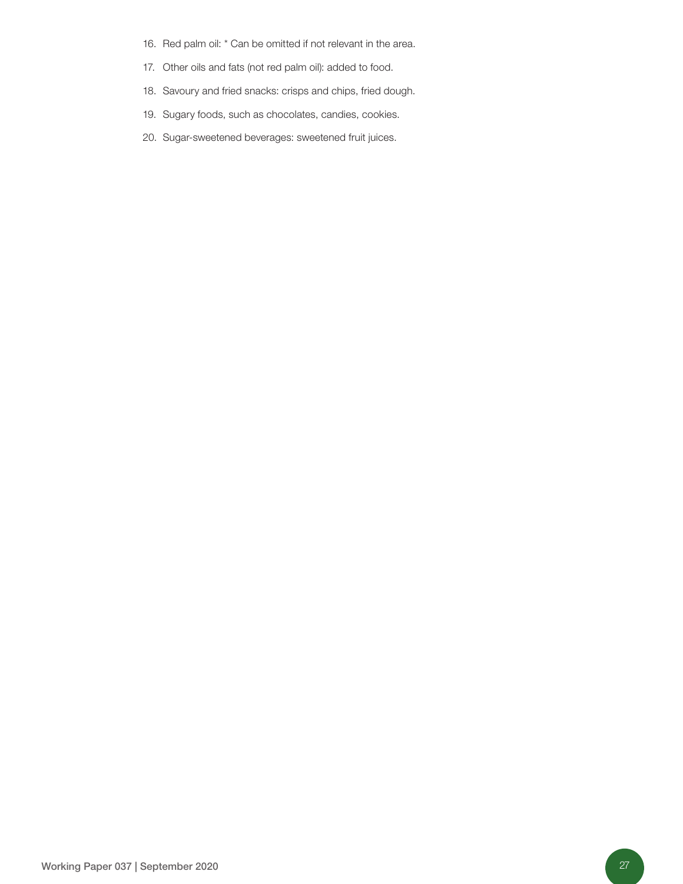16. Red palm oil: * Can be omitted if not relevant in the area.
17. Other oils and fats (not red palm oil): added to food.
18. Savoury and fried snacks: crisps and chips, fried dough.
19. Sugary foods, such as chocolates, candies, cookies.
20. Sugar-sweetened beverages: sweetened fruit juices.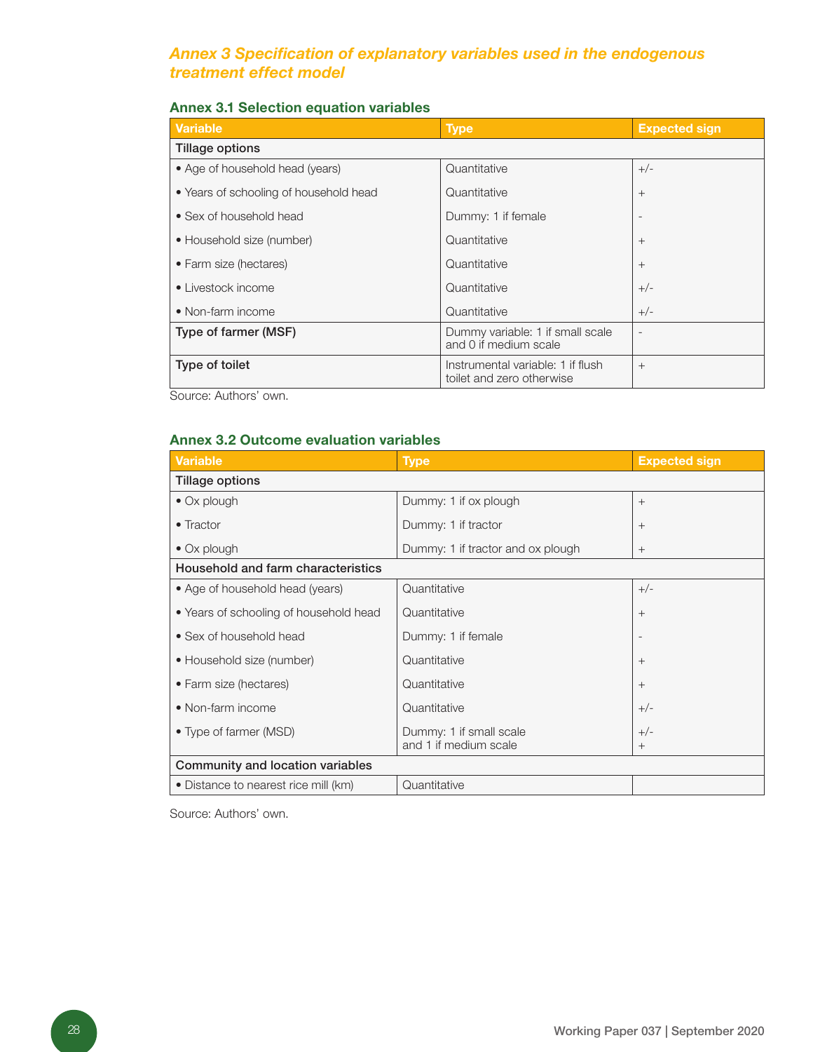## Annex 3 Specification of explanatory variables used in the endogenous treatment effect model

### Annex 3.1 Selection equation variables

| Variable | Type | Expected sign |
|---|---|---|
| Tillage options | | |
| • Age of household head (years) | Quantitative | +/- |
| • Years of schooling of household head | Quantitative | + |
| • Sex of household head | Dummy: 1 if female | - |
| • Household size (number) | Quantitative | + |
| • Farm size (hectares) | Quantitative | + |
| • Livestock income | Quantitative | +/- |
| • Non-farm income | Quantitative | +/- |
| **Type of farmer (MSF)** | Dummy variable: 1 if small scale and 0 if medium scale | - |
| **Type of toilet** | Instrumental variable: 1 if flush toilet and zero otherwise | + |

Source: Authors' own.

### Annex 3.2 Outcome evaluation variables

| Variable | Type | Expected sign |
|---|---|---|
| Tillage options | | |
| • Ox plough | Dummy: 1 if ox plough | + |
| • Tractor | Dummy: 1 if tractor | + |
| • Ox plough | Dummy: 1 if tractor and ox plough | + |
| Household and farm characteristics | | |
| • Age of household head (years) | Quantitative | +/- |
| • Years of schooling of household head | Quantitative | + |
| • Sex of household head | Dummy: 1 if female | - |
| • Household size (number) | Quantitative | + |
| • Farm size (hectares) | Quantitative | + |
| • Non-farm income | Quantitative | +/- |
| • Type of farmer (MSD) | Dummy: 1 if small scale and 1 if medium scale | +/- + |
| Community and location variables | | |
| • Distance to nearest rice mill (km) | Quantitative | |

Source: Authors' own.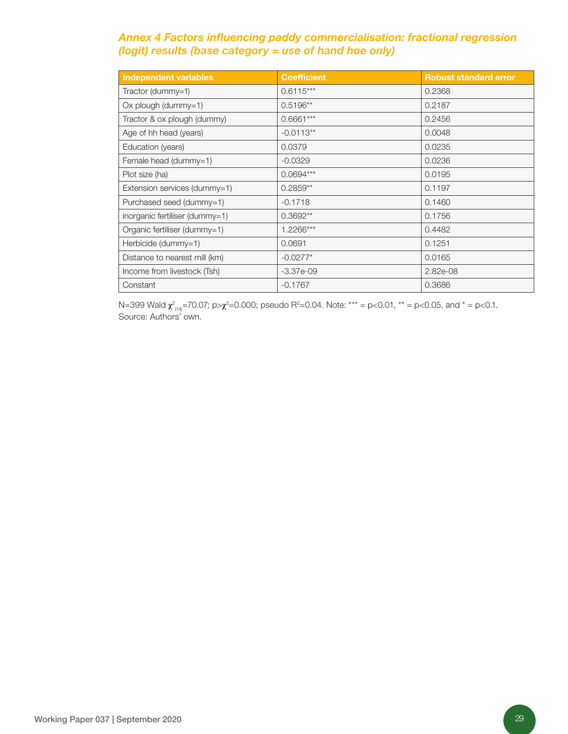### *Annex 4 Factors influencing paddy commercialisation: fractional regression (logit) results (base category = use of hand hoe only)*

| Independent variables | Coefficient | Robust standard error |
|---|---|---|
| Tractor (dummy=1) | 0.6115*** | 0.2368 |
| Ox plough (dummy=1) | 0.5196** | 0.2187 |
| Tractor & ox plough (dummy) | 0.6661*** | 0.2456 |
| Age of hh head (years) | -0.0113** | 0.0048 |
| Education (years) | 0.0379 | 0.0235 |
| Female head (dummy=1) | -0.0329 | 0.0236 |
| Plot size (ha) | 0.0694*** | 0.0195 |
| Extension services (dummy=1) | 0.2859** | 0.1197 |
| Purchased seed (dummy=1) | -0.1718 | 0.1460 |
| inorganic fertiliser (dummy=1) | 0.3692** | 0.1756 |
| Organic fertiliser (dummy=1) | 1.2266*** | 0.4482 |
| Herbicide (dummy=1) | 0.0691 | 0.1251 |
| Distance to nearest mill (km) | -0.0277* | 0.0165 |
| Income from livestock (Tsh) | -3.37e-09 | 2.82e-08 |
| Constant | -0.1767 | 0.3686 |

N=399 Wald $\chi^2_{(14)}$=70.07; p>$\chi^2$=0.000; pseudo $R^2$=0.04. Note: *** = p<0.01, ** = p<0.05, and * = p<0.1.
Source: Authors' own.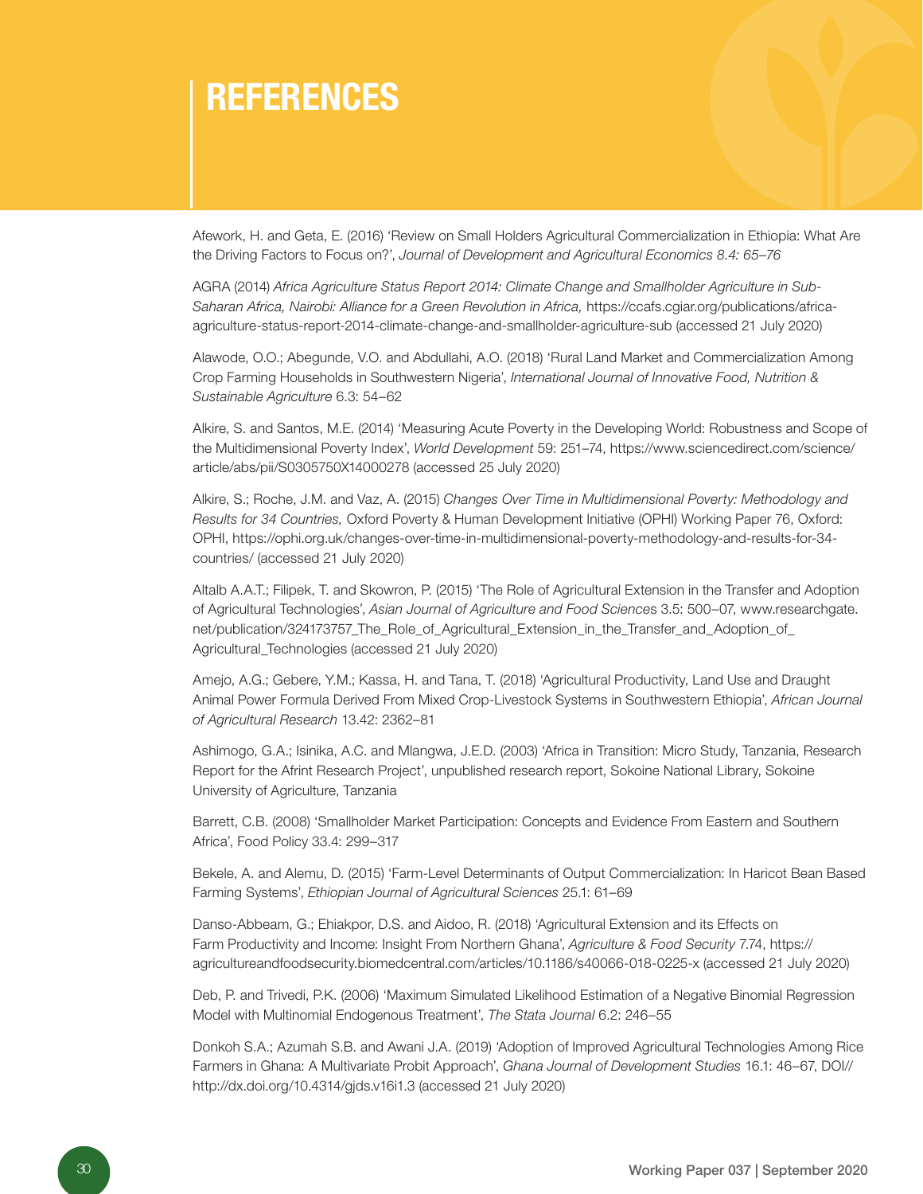# REFERENCES

Afework, H. and Geta, E. (2016) 'Review on Small Holders Agricultural Commercialization in Ethiopia: What Are the Driving Factors to Focus on?', *Journal of Development and Agricultural Economics 8.4: 65–76*

AGRA (2014) *Africa Agriculture Status Report 2014: Climate Change and Smallholder Agriculture in Sub-Saharan Africa, Nairobi: Alliance for a Green Revolution in Africa,* https://ccafs.cgiar.org/publications/africa-agriculture-status-report-2014-climate-change-and-smallholder-agriculture-sub (accessed 21 July 2020)

Alawode, O.O.; Abegunde, V.O. and Abdullahi, A.O. (2018) 'Rural Land Market and Commercialization Among Crop Farming Households in Southwestern Nigeria', *International Journal of Innovative Food, Nutrition & Sustainable Agriculture* 6.3: 54–62

Alkire, S. and Santos, M.E. (2014) 'Measuring Acute Poverty in the Developing World: Robustness and Scope of the Multidimensional Poverty Index', *World Development* 59: 251–74, https://www.sciencedirect.com/science/article/abs/pii/S0305750X14000278 (accessed 25 July 2020)

Alkire, S.; Roche, J.M. and Vaz, A. (2015) *Changes Over Time in Multidimensional Poverty: Methodology and Results for 34 Countries,* Oxford Poverty & Human Development Initiative (OPHI) Working Paper 76, Oxford: OPHI, https://ophi.org.uk/changes-over-time-in-multidimensional-poverty-methodology-and-results-for-34-countries/ (accessed 21 July 2020)

Altalb A.A.T.; Filipek, T. and Skowron, P. (2015) 'The Role of Agricultural Extension in the Transfer and Adoption of Agricultural Technologies', *Asian Journal of Agriculture and Food Sciences* 3.5: 500–07, www.researchgate.net/publication/324173757_The_Role_of_Agricultural_Extension_in_the_Transfer_and_Adoption_of_Agricultural_Technologies (accessed 21 July 2020)

Amejo, A.G.; Gebere, Y.M.; Kassa, H. and Tana, T. (2018) 'Agricultural Productivity, Land Use and Draught Animal Power Formula Derived From Mixed Crop-Livestock Systems in Southwestern Ethiopia', *African Journal of Agricultural Research* 13.42: 2362–81

Ashimogo, G.A.; Isinika, A.C. and Mlangwa, J.E.D. (2003) 'Africa in Transition: Micro Study, Tanzania, Research Report for the Afrint Research Project', unpublished research report, Sokoine National Library, Sokoine University of Agriculture, Tanzania

Barrett, C.B. (2008) 'Smallholder Market Participation: Concepts and Evidence From Eastern and Southern Africa', Food Policy 33.4: 299–317

Bekele, A. and Alemu, D. (2015) 'Farm-Level Determinants of Output Commercialization: In Haricot Bean Based Farming Systems', *Ethiopian Journal of Agricultural Sciences* 25.1: 61–69

Danso-Abbeam, G.; Ehiakpor, D.S. and Aidoo, R. (2018) 'Agricultural Extension and its Effects on Farm Productivity and Income: Insight From Northern Ghana', *Agriculture & Food Security* 7.74, https://agricultureandfoodsecurity.biomedcentral.com/articles/10.1186/s40066-018-0225-x (accessed 21 July 2020)

Deb, P. and Trivedi, P.K. (2006) 'Maximum Simulated Likelihood Estimation of a Negative Binomial Regression Model with Multinomial Endogenous Treatment', *The Stata Journal* 6.2: 246–55

Donkoh S.A.; Azumah S.B. and Awani J.A. (2019) 'Adoption of Improved Agricultural Technologies Among Rice Farmers in Ghana: A Multivariate Probit Approach', *Ghana Journal of Development Studies* 16.1: 46–67, DOI//http://dx.doi.org/10.4314/gjds.v16i1.3 (accessed 21 July 2020)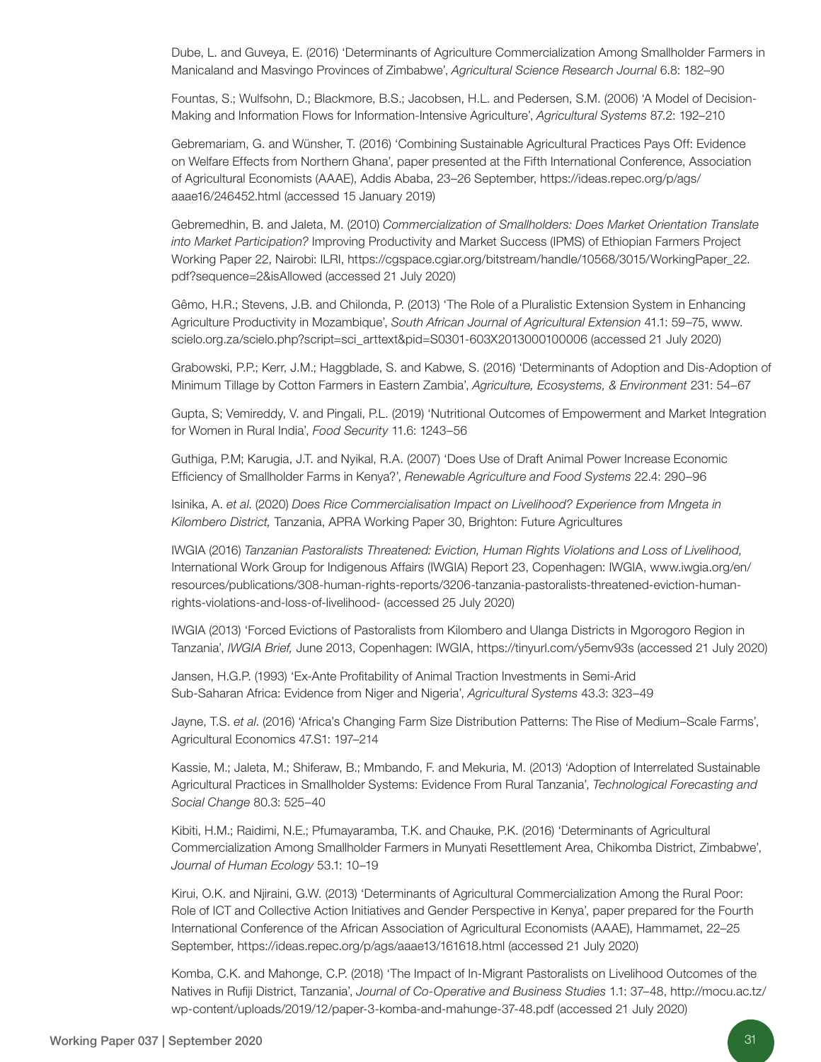Dube, L. and Guveya, E. (2016) 'Determinants of Agriculture Commercialization Among Smallholder Farmers in Manicaland and Masvingo Provinces of Zimbabwe', *Agricultural Science Research Journal* 6.8: 182–90

Fountas, S.; Wulfsohn, D.; Blackmore, B.S.; Jacobsen, H.L. and Pedersen, S.M. (2006) 'A Model of Decision-Making and Information Flows for Information-Intensive Agriculture', *Agricultural Systems* 87.2: 192–210

Gebremariam, G. and Wünsher, T. (2016) 'Combining Sustainable Agricultural Practices Pays Off: Evidence on Welfare Effects from Northern Ghana', paper presented at the Fifth International Conference, Association of Agricultural Economists (AAAE), Addis Ababa, 23–26 September, https://ideas.repec.org/p/ags/aaae16/246452.html (accessed 15 January 2019)

Gebremedhin, B. and Jaleta, M. (2010) *Commercialization of Smallholders: Does Market Orientation Translate into Market Participation?* Improving Productivity and Market Success (IPMS) of Ethiopian Farmers Project Working Paper 22, Nairobi: ILRI, https://cgspace.cgiar.org/bitstream/handle/10568/3015/WorkingPaper_22.pdf?sequence=2&isAllowed (accessed 21 July 2020)

Gêmo, H.R.; Stevens, J.B. and Chilonda, P. (2013) 'The Role of a Pluralistic Extension System in Enhancing Agriculture Productivity in Mozambique', *South African Journal of Agricultural Extension* 41.1: 59–75, www.scielo.org.za/scielo.php?script=sci_arttext&pid=S0301-603X2013000100006 (accessed 21 July 2020)

Grabowski, P.P.; Kerr, J.M.; Haggblade, S. and Kabwe, S. (2016) 'Determinants of Adoption and Dis-Adoption of Minimum Tillage by Cotton Farmers in Eastern Zambia', *Agriculture, Ecosystems, & Environment* 231: 54–67

Gupta, S; Vemireddy, V. and Pingali, P.L. (2019) 'Nutritional Outcomes of Empowerment and Market Integration for Women in Rural India', *Food Security* 11.6: 1243–56

Guthiga, P.M; Karugia, J.T. and Nyikal, R.A. (2007) 'Does Use of Draft Animal Power Increase Economic Efficiency of Smallholder Farms in Kenya?', *Renewable Agriculture and Food Systems* 22.4: 290–96

Isinika, A. *et al.* (2020) *Does Rice Commercialisation Impact on Livelihood? Experience from Mngeta in Kilombero District,* Tanzania, APRA Working Paper 30, Brighton: Future Agricultures

IWGIA (2016) *Tanzanian Pastoralists Threatened: Eviction, Human Rights Violations and Loss of Livelihood,* International Work Group for Indigenous Affairs (IWGIA) Report 23, Copenhagen: IWGIA, www.iwgia.org/en/resources/publications/308-human-rights-reports/3206-tanzania-pastoralists-threatened-eviction-human-rights-violations-and-loss-of-livelihood- (accessed 25 July 2020)

IWGIA (2013) 'Forced Evictions of Pastoralists from Kilombero and Ulanga Districts in Mgorogoro Region in Tanzania', *IWGIA Brief,* June 2013, Copenhagen: IWGIA, https://tinyurl.com/y5emv93s (accessed 21 July 2020)

Jansen, H.G.P. (1993) 'Ex-Ante Profitability of Animal Traction Investments in Semi-Arid Sub-Saharan Africa: Evidence from Niger and Nigeria', *Agricultural Systems* 43.3: 323–49

Jayne, T.S. *et al*. (2016) 'Africa's Changing Farm Size Distribution Patterns: The Rise of Medium–Scale Farms', Agricultural Economics 47.S1: 197–214

Kassie, M.; Jaleta, M.; Shiferaw, B.; Mmbando, F. and Mekuria, M. (2013) 'Adoption of Interrelated Sustainable Agricultural Practices in Smallholder Systems: Evidence From Rural Tanzania', *Technological Forecasting and Social Change* 80.3: 525–40

Kibiti, H.M.; Raidimi, N.E.; Pfumayaramba, T.K. and Chauke, P.K. (2016) 'Determinants of Agricultural Commercialization Among Smallholder Farmers in Munyati Resettlement Area, Chikomba District, Zimbabwe', *Journal of Human Ecology* 53.1: 10–19

Kirui, O.K. and Njiraini, G.W. (2013) 'Determinants of Agricultural Commercialization Among the Rural Poor: Role of ICT and Collective Action Initiatives and Gender Perspective in Kenya', paper prepared for the Fourth International Conference of the African Association of Agricultural Economists (AAAE), Hammamet, 22–25 September, https://ideas.repec.org/p/ags/aaae13/161618.html (accessed 21 July 2020)

Komba, C.K. and Mahonge, C.P. (2018) 'The Impact of In-Migrant Pastoralists on Livelihood Outcomes of the Natives in Rufiji District, Tanzania', *Journal of Co-Operative and Business Studies* 1.1: 37–48, http://mocu.ac.tz/wp-content/uploads/2019/12/paper-3-komba-and-mahunge-37-48.pdf (accessed 21 July 2020)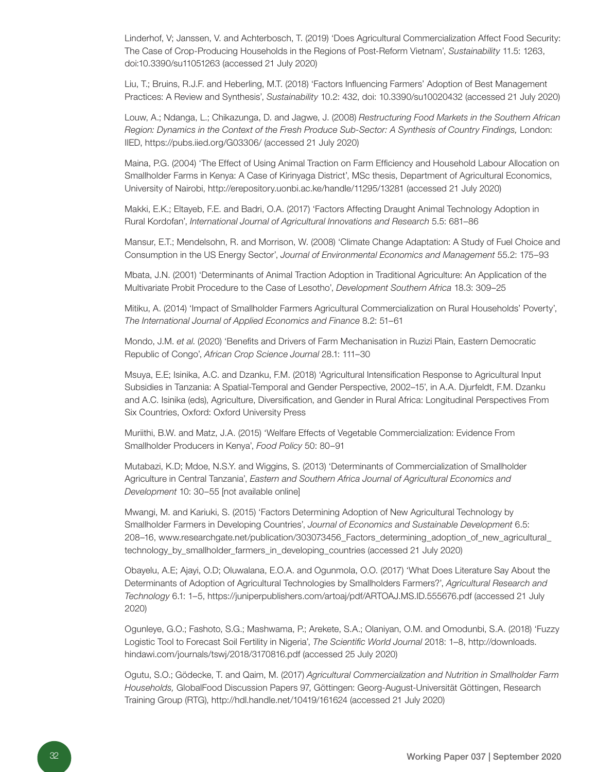Linderhof, V; Janssen, V. and Achterbosch, T. (2019) 'Does Agricultural Commercialization Affect Food Security: The Case of Crop-Producing Households in the Regions of Post-Reform Vietnam', *Sustainability* 11.5: 1263, doi:10.3390/su11051263 (accessed 21 July 2020)

Liu, T.; Bruins, R.J.F. and Heberling, M.T. (2018) 'Factors Influencing Farmers' Adoption of Best Management Practices: A Review and Synthesis', *Sustainability* 10.2: 432, doi: 10.3390/su10020432 (accessed 21 July 2020)

Louw, A.; Ndanga, L.; Chikazunga, D. and Jagwe, J. (2008) *Restructuring Food Markets in the Southern African Region: Dynamics in the Context of the Fresh Produce Sub-Sector: A Synthesis of Country Findings,* London: IIED, https://pubs.iied.org/G03306/ (accessed 21 July 2020)

Maina, P.G. (2004) 'The Effect of Using Animal Traction on Farm Efficiency and Household Labour Allocation on Smallholder Farms in Kenya: A Case of Kirinyaga District', MSc thesis, Department of Agricultural Economics, University of Nairobi, http://erepository.uonbi.ac.ke/handle/11295/13281 (accessed 21 July 2020)

Makki, E.K.; Eltayeb, F.E. and Badri, O.A. (2017) 'Factors Affecting Draught Animal Technology Adoption in Rural Kordofan', *International Journal of Agricultural Innovations and Research* 5.5: 681–86

Mansur, E.T.; Mendelsohn, R. and Morrison, W. (2008) 'Climate Change Adaptation: A Study of Fuel Choice and Consumption in the US Energy Sector', *Journal of Environmental Economics and Management* 55.2: 175–93

Mbata, J.N. (2001) 'Determinants of Animal Traction Adoption in Traditional Agriculture: An Application of the Multivariate Probit Procedure to the Case of Lesotho', *Development Southern Africa* 18.3: 309–25

Mitiku, A. (2014) 'Impact of Smallholder Farmers Agricultural Commercialization on Rural Households' Poverty', *The International Journal of Applied Economics and Finance* 8.2: 51–61

Mondo, J.M. *et al*. (2020) 'Benefits and Drivers of Farm Mechanisation in Ruzizi Plain, Eastern Democratic Republic of Congo', *African Crop Science Journal* 28.1: 111–30

Msuya, E.E; Isinika, A.C. and Dzanku, F.M. (2018) 'Agricultural Intensification Response to Agricultural Input Subsidies in Tanzania: A Spatial-Temporal and Gender Perspective, 2002–15', in A.A. Djurfeldt, F.M. Dzanku and A.C. Isinika (eds), Agriculture, Diversification, and Gender in Rural Africa: Longitudinal Perspectives From Six Countries, Oxford: Oxford University Press

Muriithi, B.W. and Matz, J.A. (2015) 'Welfare Effects of Vegetable Commercialization: Evidence From Smallholder Producers in Kenya', *Food Policy* 50: 80–91

Mutabazi, K.D; Mdoe, N.S.Y. and Wiggins, S. (2013) 'Determinants of Commercialization of Smallholder Agriculture in Central Tanzania', *Eastern and Southern Africa Journal of Agricultural Economics and Development* 10: 30–55 [not available online]

Mwangi, M. and Kariuki, S. (2015) 'Factors Determining Adoption of New Agricultural Technology by Smallholder Farmers in Developing Countries', *Journal of Economics and Sustainable Development* 6.5: 208–16, www.researchgate.net/publication/303073456_Factors_determining_adoption_of_new_agricultural_technology_by_smallholder_farmers_in_developing_countries (accessed 21 July 2020)

Obayelu, A.E; Ajayi, O.D; Oluwalana, E.O.A. and Ogunmola, O.O. (2017) 'What Does Literature Say About the Determinants of Adoption of Agricultural Technologies by Smallholders Farmers?', *Agricultural Research and Technology* 6.1: 1–5, https://juniperpublishers.com/artoaj/pdf/ARTOAJ.MS.ID.555676.pdf (accessed 21 July 2020)

Ogunleye, G.O.; Fashoto, S.G.; Mashwama, P.; Arekete, S.A.; Olaniyan, O.M. and Omodunbi, S.A. (2018) 'Fuzzy Logistic Tool to Forecast Soil Fertility in Nigeria', *The Scientific World Journal* 2018: 1–8, http://downloads.hindawi.com/journals/tswj/2018/3170816.pdf (accessed 25 July 2020)

Ogutu, S.O.; Gödecke, T. and Qaim, M. (2017) *Agricultural Commercialization and Nutrition in Smallholder Farm Households,* GlobalFood Discussion Papers 97, Göttingen: Georg-August-Universität Göttingen, Research Training Group (RTG), http://hdl.handle.net/10419/161624 (accessed 21 July 2020)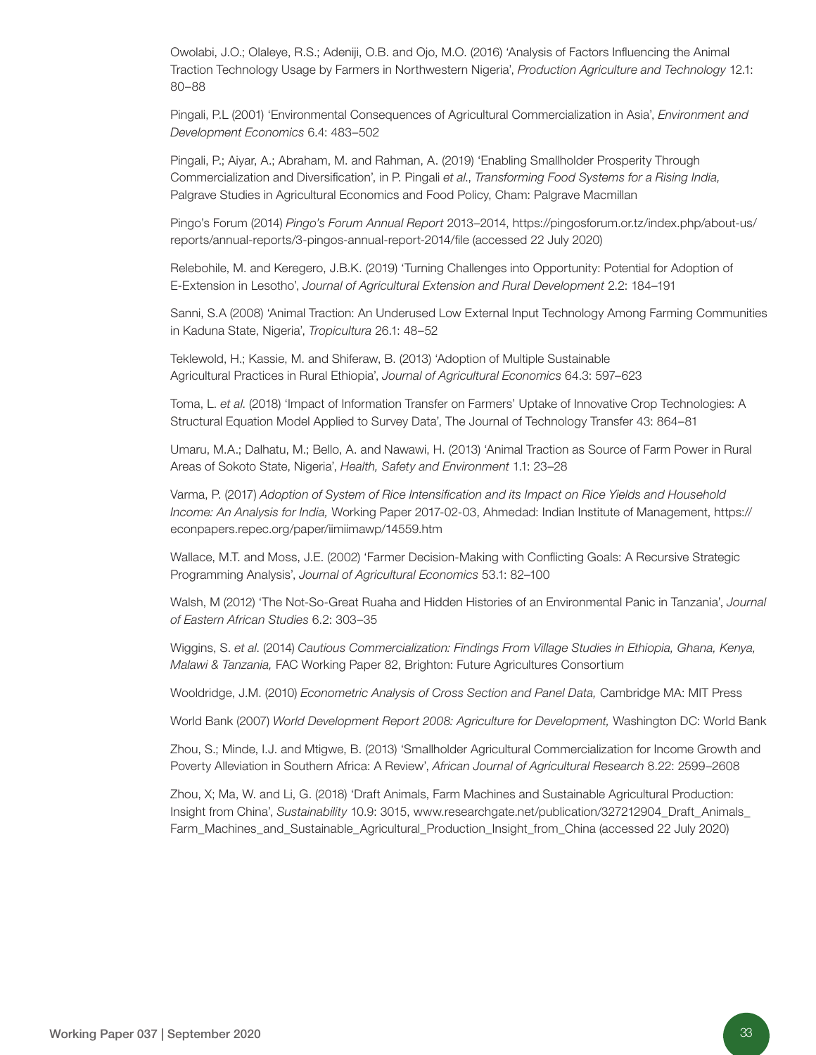Owolabi, J.O.; Olaleye, R.S.; Adeniji, O.B. and Ojo, M.O. (2016) 'Analysis of Factors Influencing the Animal Traction Technology Usage by Farmers in Northwestern Nigeria', *Production Agriculture and Technology* 12.1: 80–88

Pingali, P.L (2001) 'Environmental Consequences of Agricultural Commercialization in Asia', *Environment and Development Economics* 6.4: 483–502

Pingali, P.; Aiyar, A.; Abraham, M. and Rahman, A. (2019) 'Enabling Smallholder Prosperity Through Commercialization and Diversification', in P. Pingali *et al.*, *Transforming Food Systems for a Rising India,* Palgrave Studies in Agricultural Economics and Food Policy, Cham: Palgrave Macmillan

Pingo's Forum (2014) *Pingo's Forum Annual Report* 2013–2014, https://pingosforum.or.tz/index.php/about-us/reports/annual-reports/3-pingos-annual-report-2014/file (accessed 22 July 2020)

Relebohile, M. and Keregero, J.B.K. (2019) 'Turning Challenges into Opportunity: Potential for Adoption of E-Extension in Lesotho', *Journal of Agricultural Extension and Rural Development* 2.2: 184–191

Sanni, S.A (2008) 'Animal Traction: An Underused Low External Input Technology Among Farming Communities in Kaduna State, Nigeria', *Tropicultura* 26.1: 48–52

Teklewold, H.; Kassie, M. and Shiferaw, B. (2013) 'Adoption of Multiple Sustainable Agricultural Practices in Rural Ethiopia', *Journal of Agricultural Economics* 64.3: 597–623

Toma, L. *et al.* (2018) 'Impact of Information Transfer on Farmers' Uptake of Innovative Crop Technologies: A Structural Equation Model Applied to Survey Data', The Journal of Technology Transfer 43: 864–81

Umaru, M.A.; Dalhatu, M.; Bello, A. and Nawawi, H. (2013) 'Animal Traction as Source of Farm Power in Rural Areas of Sokoto State, Nigeria', *Health, Safety and Environment* 1.1: 23–28

Varma, P. (2017) *Adoption of System of Rice Intensification and its Impact on Rice Yields and Household Income: An Analysis for India,* Working Paper 2017-02-03, Ahmedad: Indian Institute of Management, https://econpapers.repec.org/paper/iimiimawp/14559.htm

Wallace, M.T. and Moss, J.E. (2002) 'Farmer Decision-Making with Conflicting Goals: A Recursive Strategic Programming Analysis', *Journal of Agricultural Economics* 53.1: 82–100

Walsh, M (2012) 'The Not-So-Great Ruaha and Hidden Histories of an Environmental Panic in Tanzania', *Journal of Eastern African Studies* 6.2: 303–35

Wiggins, S. *et al.* (2014) *Cautious Commercialization: Findings From Village Studies in Ethiopia, Ghana, Kenya, Malawi & Tanzania,* FAC Working Paper 82, Brighton: Future Agricultures Consortium

Wooldridge, J.M. (2010) *Econometric Analysis of Cross Section and Panel Data,* Cambridge MA: MIT Press

World Bank (2007) *World Development Report 2008: Agriculture for Development,* Washington DC: World Bank

Zhou, S.; Minde, I.J. and Mtigwe, B. (2013) 'Smallholder Agricultural Commercialization for Income Growth and Poverty Alleviation in Southern Africa: A Review', *African Journal of Agricultural Research* 8.22: 2599–2608

Zhou, X; Ma, W. and Li, G. (2018) 'Draft Animals, Farm Machines and Sustainable Agricultural Production: Insight from China', *Sustainability* 10.9: 3015, www.researchgate.net/publication/327212904_Draft_Animals_Farm_Machines_and_Sustainable_Agricultural_Production_Insight_from_China (accessed 22 July 2020)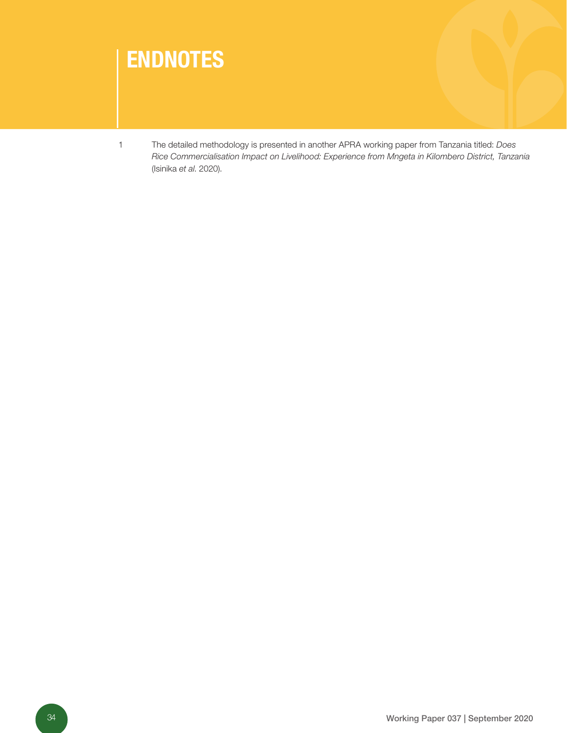# ENDNOTES

1 The detailed methodology is presented in another APRA working paper from Tanzania titled: *Does Rice Commercialisation Impact on Livelihood: Experience from Mngeta in Kilombero District, Tanzania* (Isinika *et al*. 2020).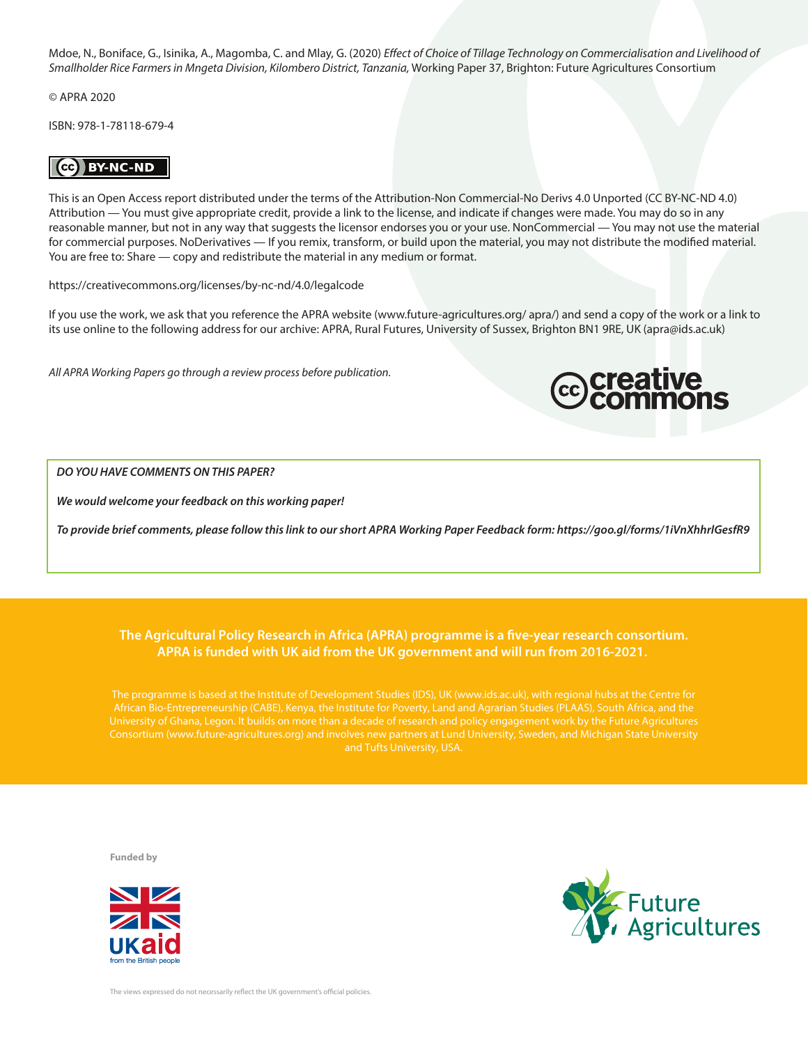Mdoe, N., Boniface, G., Isinika, A., Magomba, C. and Mlay, G. (2020) *Effect of Choice of Tillage Technology on Commercialisation and Livelihood of Smallholder Rice Farmers in Mngeta Division, Kilombero District, Tanzania,* Working Paper 37, Brighton: Future Agricultures Consortium

© APRA 2020

ISBN: 978-1-78118-679-4

BY-NC-ND

This is an Open Access report distributed under the terms of the Attribution-Non Commercial-No Derivs 4.0 Unported (CC BY-NC-ND 4.0) Attribution — You must give appropriate credit, provide a link to the license, and indicate if changes were made. You may do so in any reasonable manner, but not in any way that suggests the licensor endorses you or your use. NonCommercial — You may not use the material for commercial purposes. NoDerivatives — If you remix, transform, or build upon the material, you may not distribute the modified material. You are free to: Share — copy and redistribute the material in any medium or format.

https://creativecommons.org/licenses/by-nc-nd/4.0/legalcode

If you use the work, we ask that you reference the APRA website (www.future-agricultures.org/ apra/) and send a copy of the work or a link to its use online to the following address for our archive: APRA, Rural Futures, University of Sussex, Brighton BN1 9RE, UK (apra@ids.ac.uk)

*All APRA Working Papers go through a review process before publication.*

creative commons

***DO YOU HAVE COMMENTS ON THIS PAPER?***

***We would welcome your feedback on this working paper!***

***To provide brief comments, please follow this link to our short APRA Working Paper Feedback form: https://goo.gl/forms/1iVnXhhrlGesfR9***

**The Agricultural Policy Research in Africa (APRA) programme is a five-year research consortium. APRA is funded with UK aid from the UK government and will run from 2016-2021.**

The programme is based at the Institute of Development Studies (IDS), UK (www.ids.ac.uk), with regional hubs at the Centre for African Bio-Entrepreneurship (CABE), Kenya, the Institute for Poverty, Land and Agrarian Studies (PLAAS), South Africa, and the University of Ghana, Legon. It builds on more than a decade of research and policy engagement work by the Future Agricultures Consortium (www.future-agricultures.org) and involves new partners at Lund University, Sweden, and Michigan State University and Tufts University, USA.

**Funded by**

UKaid from the British people

Future Agricultures

The views expressed do not necessarily reflect the UK government's official policies.